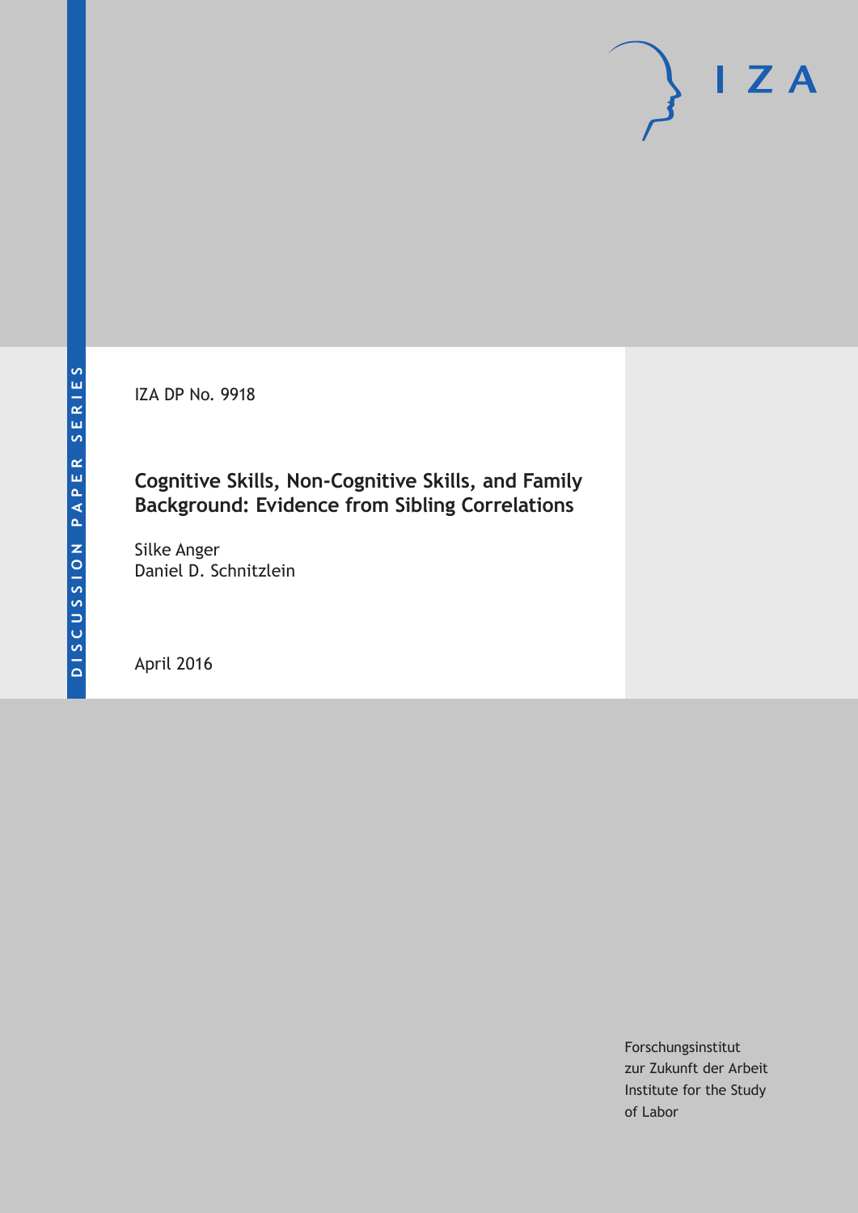IZA DP No. 9918

# Cognitive Skills, Non-Cognitive Skills, and Family Background: Evidence from Sibling Correlations

Silke Anger
Daniel D. Schnitzlein

April 2016

Forschungsinstitut
zur Zukunft der Arbeit
Institute for the Study
of Labor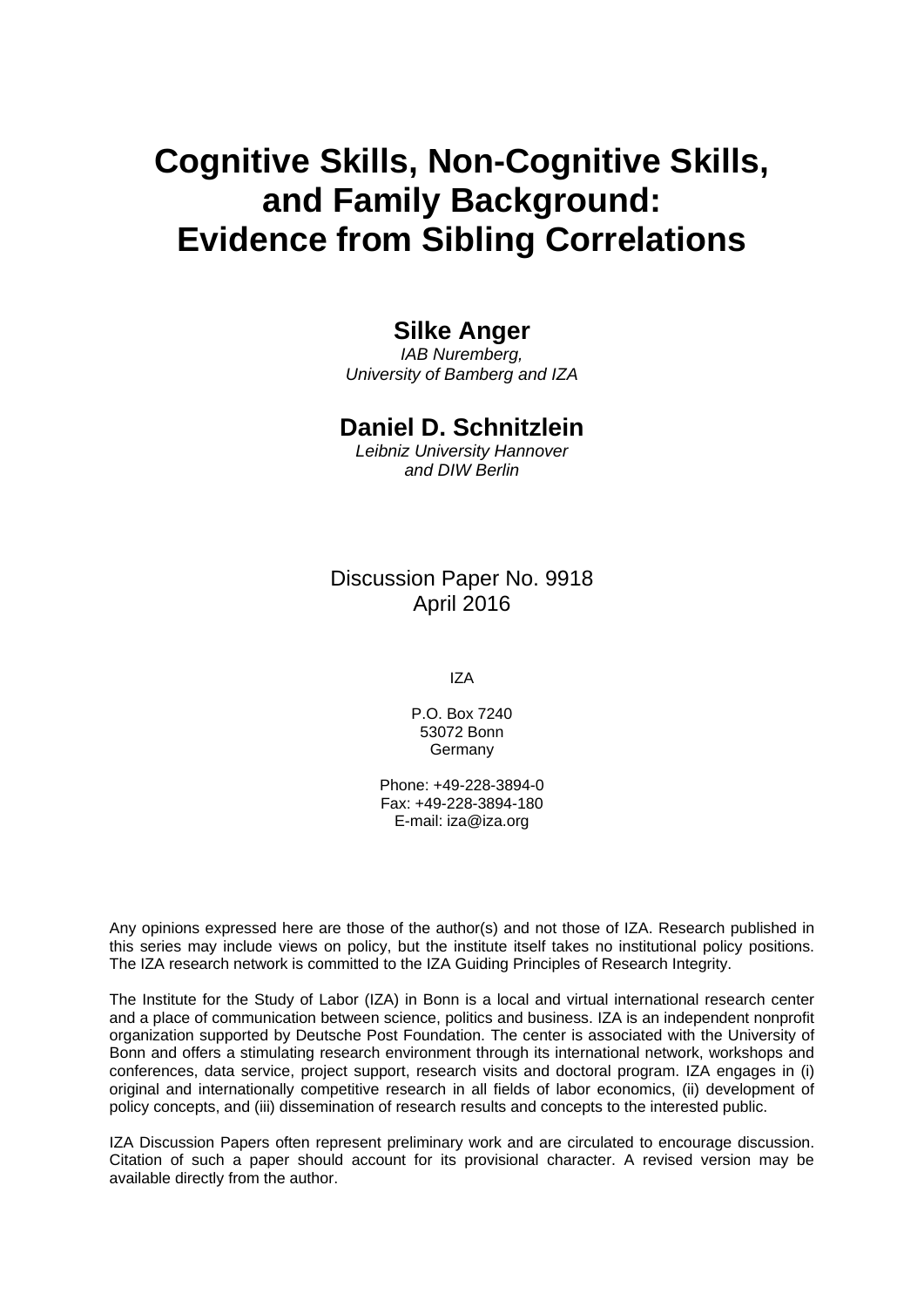# Cognitive Skills, Non-Cognitive Skills, and Family Background: Evidence from Sibling Correlations

**Silke Anger**

*IAB Nuremberg, University of Bamberg and IZA*

**Daniel D. Schnitzlein**

*Leibniz University Hannover and DIW Berlin*

Discussion Paper No. 9918
April 2016

IZA

P.O. Box 7240
53072 Bonn
Germany

Phone: +49-228-3894-0
Fax: +49-228-3894-180
E-mail: iza@iza.org

Any opinions expressed here are those of the author(s) and not those of IZA. Research published in this series may include views on policy, but the institute itself takes no institutional policy positions. The IZA research network is committed to the IZA Guiding Principles of Research Integrity.

The Institute for the Study of Labor (IZA) in Bonn is a local and virtual international research center and a place of communication between science, politics and business. IZA is an independent nonprofit organization supported by Deutsche Post Foundation. The center is associated with the University of Bonn and offers a stimulating research environment through its international network, workshops and conferences, data service, project support, research visits and doctoral program. IZA engages in (i) original and internationally competitive research in all fields of labor economics, (ii) development of policy concepts, and (iii) dissemination of research results and concepts to the interested public.

IZA Discussion Papers often represent preliminary work and are circulated to encourage discussion. Citation of such a paper should account for its provisional character. A revised version may be available directly from the author.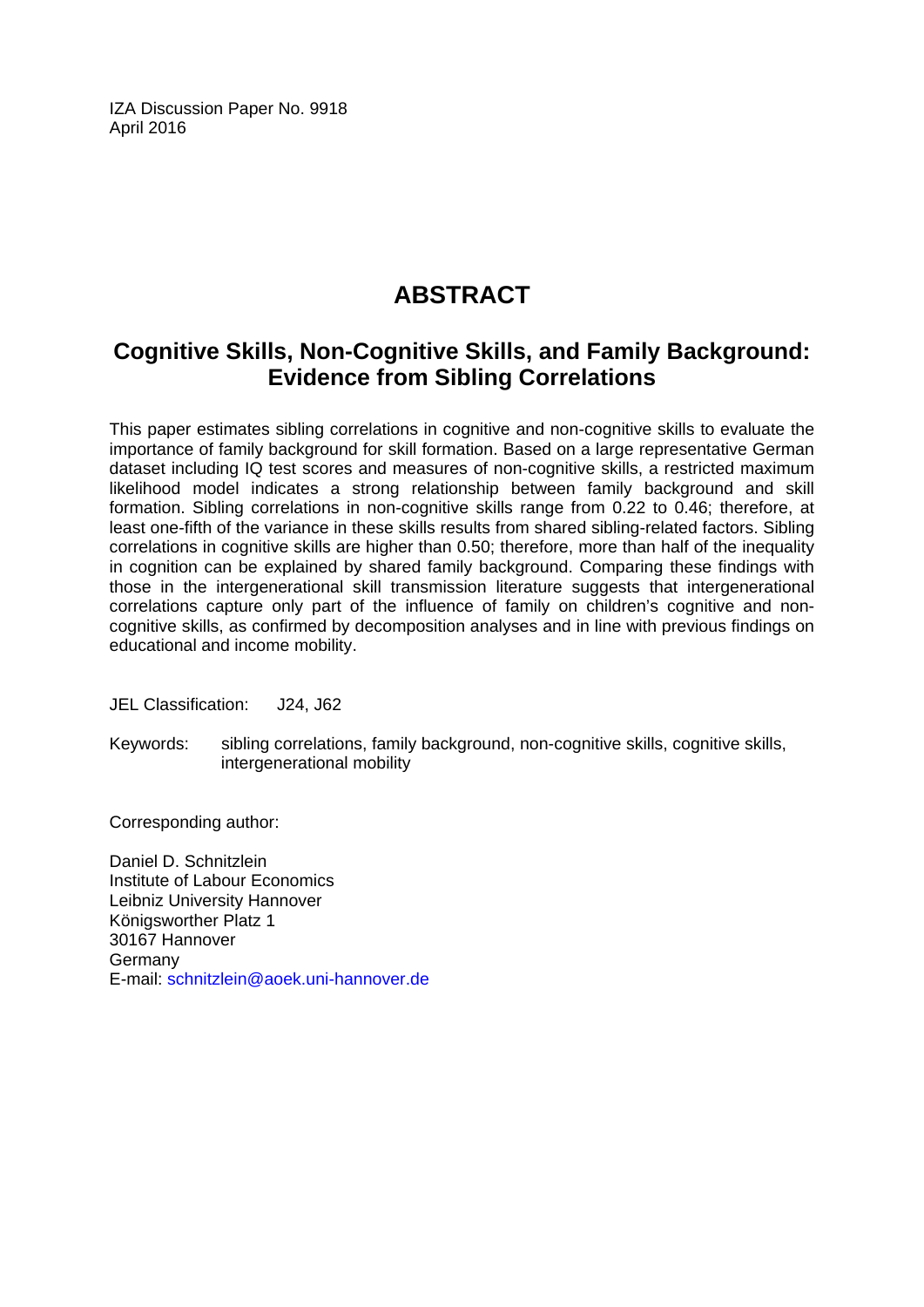IZA Discussion Paper No. 9918
April 2016

# ABSTRACT

## Cognitive Skills, Non-Cognitive Skills, and Family Background: Evidence from Sibling Correlations

This paper estimates sibling correlations in cognitive and non-cognitive skills to evaluate the importance of family background for skill formation. Based on a large representative German dataset including IQ test scores and measures of non-cognitive skills, a restricted maximum likelihood model indicates a strong relationship between family background and skill formation. Sibling correlations in non-cognitive skills range from 0.22 to 0.46; therefore, at least one-fifth of the variance in these skills results from shared sibling-related factors. Sibling correlations in cognitive skills are higher than 0.50; therefore, more than half of the inequality in cognition can be explained by shared family background. Comparing these findings with those in the intergenerational skill transmission literature suggests that intergenerational correlations capture only part of the influence of family on children's cognitive and non-cognitive skills, as confirmed by decomposition analyses and in line with previous findings on educational and income mobility.

JEL Classification: J24, J62

Keywords: sibling correlations, family background, non-cognitive skills, cognitive skills, intergenerational mobility

Corresponding author:

Daniel D. Schnitzlein
Institute of Labour Economics
Leibniz University Hannover
Königsworther Platz 1
30167 Hannover
Germany
E-mail: schnitzlein@aoek.uni-hannover.de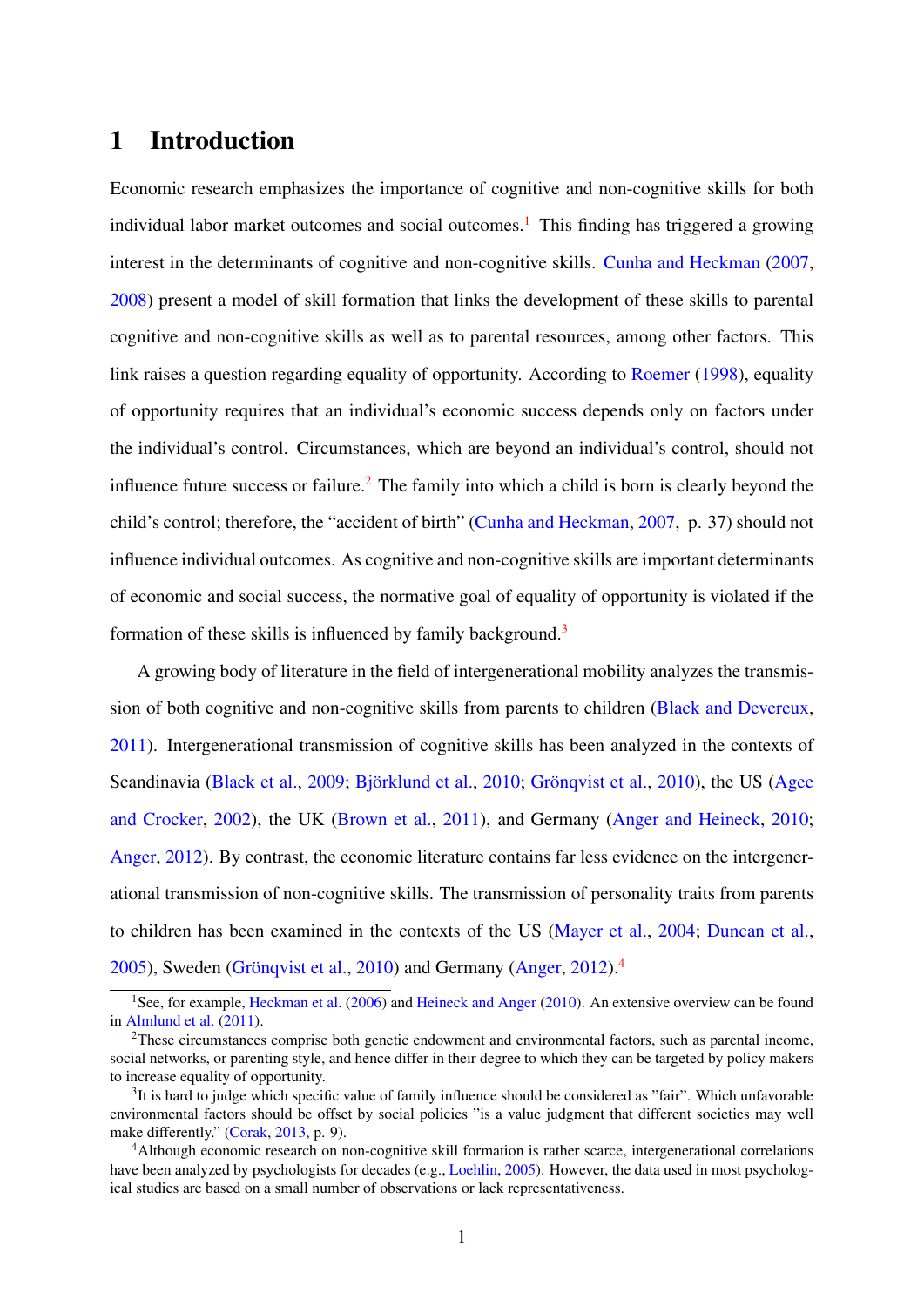# 1 Introduction

Economic research emphasizes the importance of cognitive and non-cognitive skills for both individual labor market outcomes and social outcomes.[1] This finding has triggered a growing interest in the determinants of cognitive and non-cognitive skills. Cunha and Heckman (2007, 2008) present a model of skill formation that links the development of these skills to parental cognitive and non-cognitive skills as well as to parental resources, among other factors. This link raises a question regarding equality of opportunity. According to Roemer (1998), equality of opportunity requires that an individual's economic success depends only on factors under the individual's control. Circumstances, which are beyond an individual's control, should not influence future success or failure.[2] The family into which a child is born is clearly beyond the child's control; therefore, the "accident of birth" (Cunha and Heckman, 2007, p. 37) should not influence individual outcomes. As cognitive and non-cognitive skills are important determinants of economic and social success, the normative goal of equality of opportunity is violated if the formation of these skills is influenced by family background.[3]

A growing body of literature in the field of intergenerational mobility analyzes the transmission of both cognitive and non-cognitive skills from parents to children (Black and Devereux, 2011). Intergenerational transmission of cognitive skills has been analyzed in the contexts of Scandinavia (Black et al., 2009; Björklund et al., 2010; Grönqvist et al., 2010), the US (Agee and Crocker, 2002), the UK (Brown et al., 2011), and Germany (Anger and Heineck, 2010; Anger, 2012). By contrast, the economic literature contains far less evidence on the intergenerational transmission of non-cognitive skills. The transmission of personality traits from parents to children has been examined in the contexts of the US (Mayer et al., 2004; Duncan et al., 2005), Sweden (Grönqvist et al., 2010) and Germany (Anger, 2012).[4]

[1] See, for example, Heckman et al. (2006) and Heineck and Anger (2010). An extensive overview can be found in Almlund et al. (2011).

[2] These circumstances comprise both genetic endowment and environmental factors, such as parental income, social networks, or parenting style, and hence differ in their degree to which they can be targeted by policy makers to increase equality of opportunity.

[3] It is hard to judge which specific value of family influence should be considered as "fair". Which unfavorable environmental factors should be offset by social policies "is a value judgment that different societies may well make differently." (Corak, 2013, p. 9).

[4] Although economic research on non-cognitive skill formation is rather scarce, intergenerational correlations have been analyzed by psychologists for decades (e.g., Loehlin, 2005). However, the data used in most psychological studies are based on a small number of observations or lack representativeness.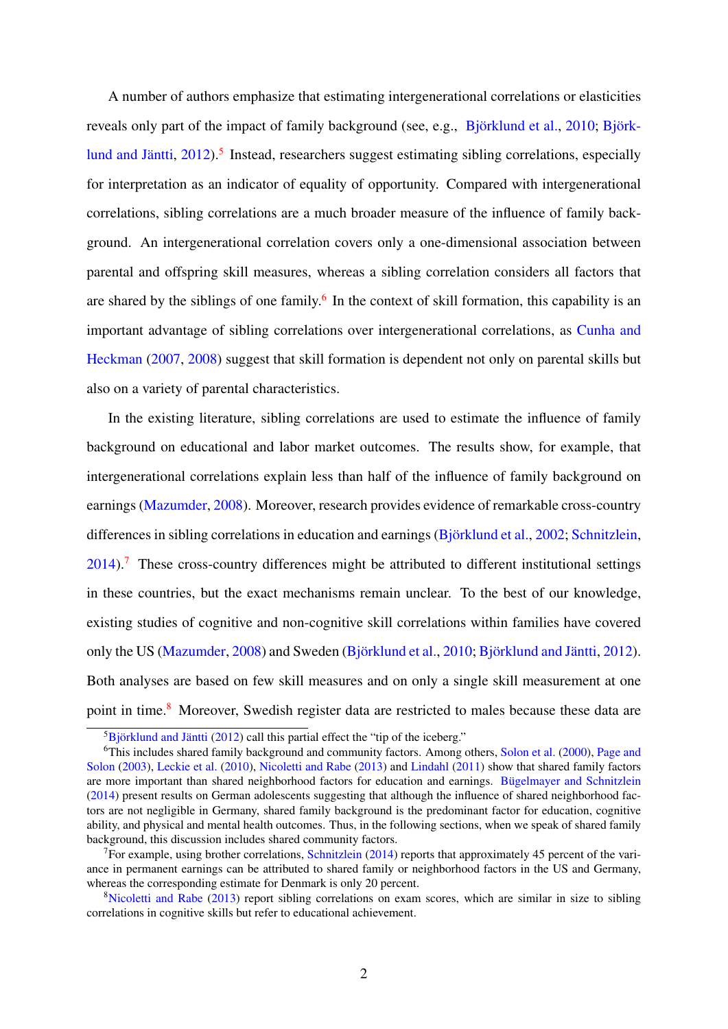A number of authors emphasize that estimating intergenerational correlations or elasticities reveals only part of the impact of family background (see, e.g., Björklund et al., 2010; Björklund and Jäntti, 2012).[5] Instead, researchers suggest estimating sibling correlations, especially for interpretation as an indicator of equality of opportunity. Compared with intergenerational correlations, sibling correlations are a much broader measure of the influence of family background. An intergenerational correlation covers only a one-dimensional association between parental and offspring skill measures, whereas a sibling correlation considers all factors that are shared by the siblings of one family.[6] In the context of skill formation, this capability is an important advantage of sibling correlations over intergenerational correlations, as Cunha and Heckman (2007, 2008) suggest that skill formation is dependent not only on parental skills but also on a variety of parental characteristics.

In the existing literature, sibling correlations are used to estimate the influence of family background on educational and labor market outcomes. The results show, for example, that intergenerational correlations explain less than half of the influence of family background on earnings (Mazumder, 2008). Moreover, research provides evidence of remarkable cross-country differences in sibling correlations in education and earnings (Björklund et al., 2002; Schnitzlein, 2014).[7] These cross-country differences might be attributed to different institutional settings in these countries, but the exact mechanisms remain unclear. To the best of our knowledge, existing studies of cognitive and non-cognitive skill correlations within families have covered only the US (Mazumder, 2008) and Sweden (Björklund et al., 2010; Björklund and Jäntti, 2012). Both analyses are based on few skill measures and on only a single skill measurement at one point in time.[8] Moreover, Swedish register data are restricted to males because these data are

[5] Björklund and Jäntti (2012) call this partial effect the "tip of the iceberg."

[6] This includes shared family background and community factors. Among others, Solon et al. (2000), Page and Solon (2003), Leckie et al. (2010), Nicoletti and Rabe (2013) and Lindahl (2011) show that shared family factors are more important than shared neighborhood factors for education and earnings. Bügelmayer and Schnitzlein (2014) present results on German adolescents suggesting that although the influence of shared neighborhood factors are not negligible in Germany, shared family background is the predominant factor for education, cognitive ability, and physical and mental health outcomes. Thus, in the following sections, when we speak of shared family background, this discussion includes shared community factors.

[7] For example, using brother correlations, Schnitzlein (2014) reports that approximately 45 percent of the variance in permanent earnings can be attributed to shared family or neighborhood factors in the US and Germany, whereas the corresponding estimate for Denmark is only 20 percent.

[8] Nicoletti and Rabe (2013) report sibling correlations on exam scores, which are similar in size to sibling correlations in cognitive skills but refer to educational achievement.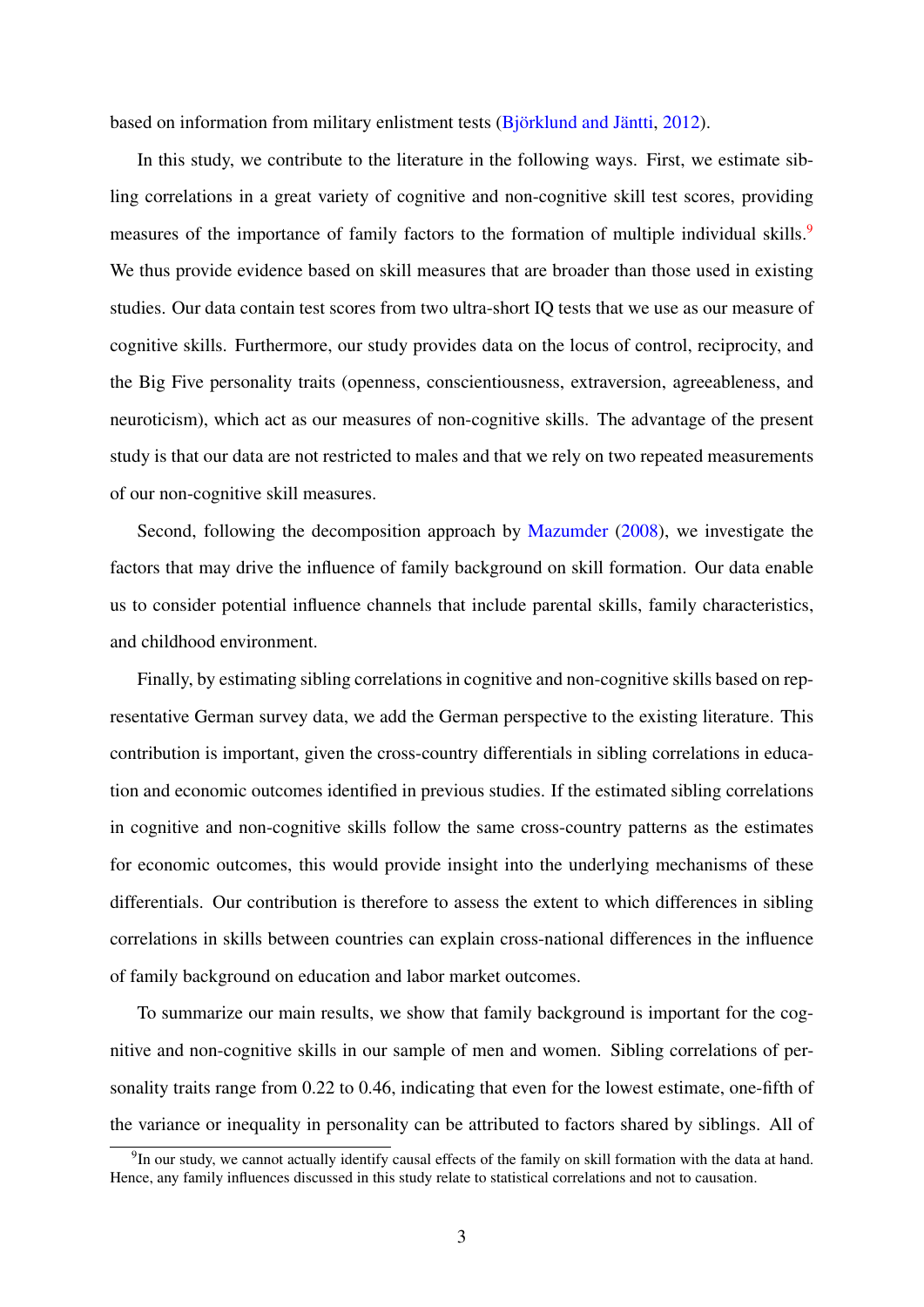based on information from military enlistment tests (Björklund and Jäntti, 2012).

In this study, we contribute to the literature in the following ways. First, we estimate sibling correlations in a great variety of cognitive and non-cognitive skill test scores, providing measures of the importance of family factors to the formation of multiple individual skills.[9] We thus provide evidence based on skill measures that are broader than those used in existing studies. Our data contain test scores from two ultra-short IQ tests that we use as our measure of cognitive skills. Furthermore, our study provides data on the locus of control, reciprocity, and the Big Five personality traits (openness, conscientiousness, extraversion, agreeableness, and neuroticism), which act as our measures of non-cognitive skills. The advantage of the present study is that our data are not restricted to males and that we rely on two repeated measurements of our non-cognitive skill measures.

Second, following the decomposition approach by Mazumder (2008), we investigate the factors that may drive the influence of family background on skill formation. Our data enable us to consider potential influence channels that include parental skills, family characteristics, and childhood environment.

Finally, by estimating sibling correlations in cognitive and non-cognitive skills based on representative German survey data, we add the German perspective to the existing literature. This contribution is important, given the cross-country differentials in sibling correlations in education and economic outcomes identified in previous studies. If the estimated sibling correlations in cognitive and non-cognitive skills follow the same cross-country patterns as the estimates for economic outcomes, this would provide insight into the underlying mechanisms of these differentials. Our contribution is therefore to assess the extent to which differences in sibling correlations in skills between countries can explain cross-national differences in the influence of family background on education and labor market outcomes.

To summarize our main results, we show that family background is important for the cognitive and non-cognitive skills in our sample of men and women. Sibling correlations of personality traits range from 0.22 to 0.46, indicating that even for the lowest estimate, one-fifth of the variance or inequality in personality can be attributed to factors shared by siblings. All of

[9] In our study, we cannot actually identify causal effects of the family on skill formation with the data at hand. Hence, any family influences discussed in this study relate to statistical correlations and not to causation.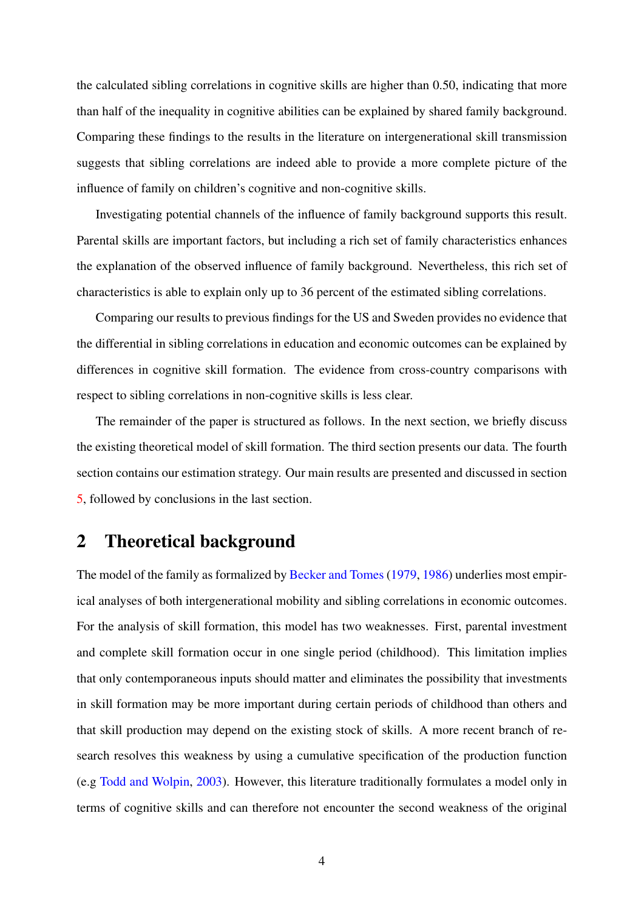the calculated sibling correlations in cognitive skills are higher than 0.50, indicating that more than half of the inequality in cognitive abilities can be explained by shared family background. Comparing these findings to the results in the literature on intergenerational skill transmission suggests that sibling correlations are indeed able to provide a more complete picture of the influence of family on children's cognitive and non-cognitive skills.

Investigating potential channels of the influence of family background supports this result. Parental skills are important factors, but including a rich set of family characteristics enhances the explanation of the observed influence of family background. Nevertheless, this rich set of characteristics is able to explain only up to 36 percent of the estimated sibling correlations.

Comparing our results to previous findings for the US and Sweden provides no evidence that the differential in sibling correlations in education and economic outcomes can be explained by differences in cognitive skill formation. The evidence from cross-country comparisons with respect to sibling correlations in non-cognitive skills is less clear.

The remainder of the paper is structured as follows. In the next section, we briefly discuss the existing theoretical model of skill formation. The third section presents our data. The fourth section contains our estimation strategy. Our main results are presented and discussed in section 5, followed by conclusions in the last section.

## 2 Theoretical background

The model of the family as formalized by Becker and Tomes (1979, 1986) underlies most empirical analyses of both intergenerational mobility and sibling correlations in economic outcomes. For the analysis of skill formation, this model has two weaknesses. First, parental investment and complete skill formation occur in one single period (childhood). This limitation implies that only contemporaneous inputs should matter and eliminates the possibility that investments in skill formation may be more important during certain periods of childhood than others and that skill production may depend on the existing stock of skills. A more recent branch of research resolves this weakness by using a cumulative specification of the production function (e.g Todd and Wolpin, 2003). However, this literature traditionally formulates a model only in terms of cognitive skills and can therefore not encounter the second weakness of the original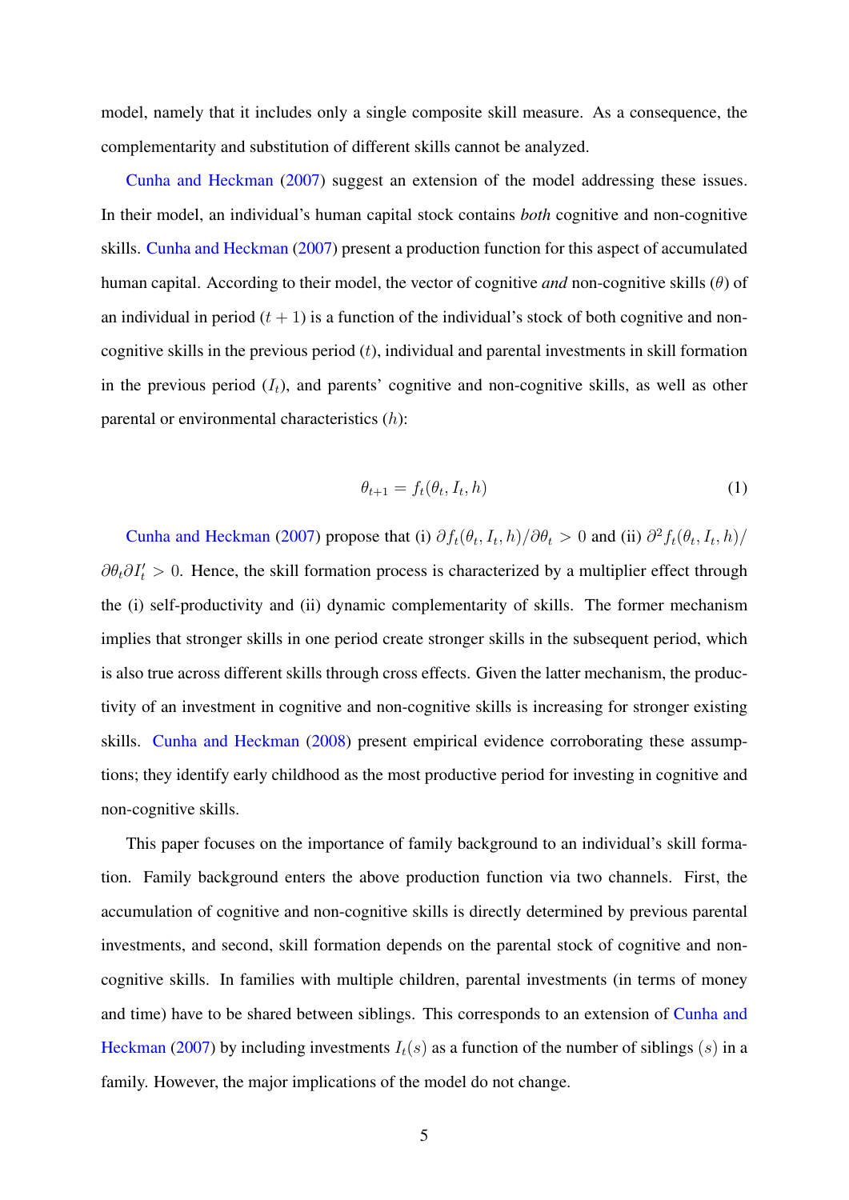model, namely that it includes only a single composite skill measure. As a consequence, the complementarity and substitution of different skills cannot be analyzed.

Cunha and Heckman (2007) suggest an extension of the model addressing these issues. In their model, an individual's human capital stock contains *both* cognitive and non-cognitive skills. Cunha and Heckman (2007) present a production function for this aspect of accumulated human capital. According to their model, the vector of cognitive *and* non-cognitive skills ($\theta$) of an individual in period ($t+1$) is a function of the individual's stock of both cognitive and non-cognitive skills in the previous period ($t$), individual and parental investments in skill formation in the previous period ($I_t$), and parents' cognitive and non-cognitive skills, as well as other parental or environmental characteristics ($h$):

$$\theta_{t+1} = f_t(\theta_t, I_t, h) \tag{1}$$

Cunha and Heckman (2007) propose that (i) $\partial f_t(\theta_t, I_t, h)/\partial \theta_t > 0$ and (ii) $\partial^2 f_t(\theta_t, I_t, h)/\partial \theta_t \partial I_t' > 0$. Hence, the skill formation process is characterized by a multiplier effect through the (i) self-productivity and (ii) dynamic complementarity of skills. The former mechanism implies that stronger skills in one period create stronger skills in the subsequent period, which is also true across different skills through cross effects. Given the latter mechanism, the productivity of an investment in cognitive and non-cognitive skills is increasing for stronger existing skills. Cunha and Heckman (2008) present empirical evidence corroborating these assumptions; they identify early childhood as the most productive period for investing in cognitive and non-cognitive skills.

This paper focuses on the importance of family background to an individual's skill formation. Family background enters the above production function via two channels. First, the accumulation of cognitive and non-cognitive skills is directly determined by previous parental investments, and second, skill formation depends on the parental stock of cognitive and non-cognitive skills. In families with multiple children, parental investments (in terms of money and time) have to be shared between siblings. This corresponds to an extension of Cunha and Heckman (2007) by including investments $I_t(s)$ as a function of the number of siblings ($s$) in a family. However, the major implications of the model do not change.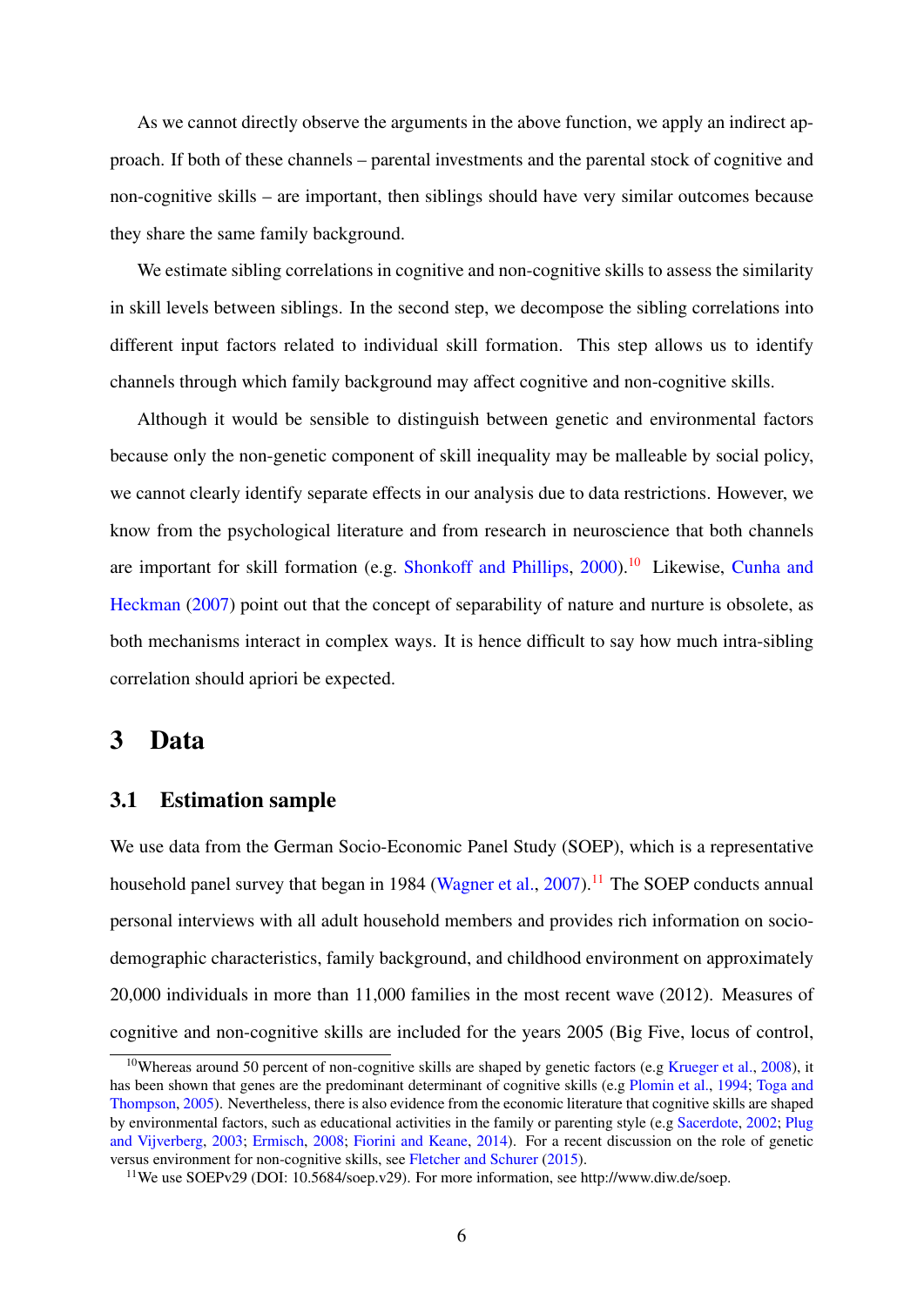As we cannot directly observe the arguments in the above function, we apply an indirect approach. If both of these channels – parental investments and the parental stock of cognitive and non-cognitive skills – are important, then siblings should have very similar outcomes because they share the same family background.

We estimate sibling correlations in cognitive and non-cognitive skills to assess the similarity in skill levels between siblings. In the second step, we decompose the sibling correlations into different input factors related to individual skill formation. This step allows us to identify channels through which family background may affect cognitive and non-cognitive skills.

Although it would be sensible to distinguish between genetic and environmental factors because only the non-genetic component of skill inequality may be malleable by social policy, we cannot clearly identify separate effects in our analysis due to data restrictions. However, we know from the psychological literature and from research in neuroscience that both channels are important for skill formation (e.g. Shonkoff and Phillips, 2000).[10] Likewise, Cunha and Heckman (2007) point out that the concept of separability of nature and nurture is obsolete, as both mechanisms interact in complex ways. It is hence difficult to say how much intra-sibling correlation should apriori be expected.

# 3 Data

## 3.1 Estimation sample

We use data from the German Socio-Economic Panel Study (SOEP), which is a representative household panel survey that began in 1984 (Wagner et al., 2007).[11] The SOEP conducts annual personal interviews with all adult household members and provides rich information on socio-demographic characteristics, family background, and childhood environment on approximately 20,000 individuals in more than 11,000 families in the most recent wave (2012). Measures of cognitive and non-cognitive skills are included for the years 2005 (Big Five, locus of control,

[10] Whereas around 50 percent of non-cognitive skills are shaped by genetic factors (e.g Krueger et al., 2008), it has been shown that genes are the predominant determinant of cognitive skills (e.g Plomin et al., 1994; Toga and Thompson, 2005). Nevertheless, there is also evidence from the economic literature that cognitive skills are shaped by environmental factors, such as educational activities in the family or parenting style (e.g Sacerdote, 2002; Plug and Vijverberg, 2003; Ermisch, 2008; Fiorini and Keane, 2014). For a recent discussion on the role of genetic versus environment for non-cognitive skills, see Fletcher and Schurer (2015).

[11] We use SOEPv29 (DOI: 10.5684/soep.v29). For more information, see http://www.diw.de/soep.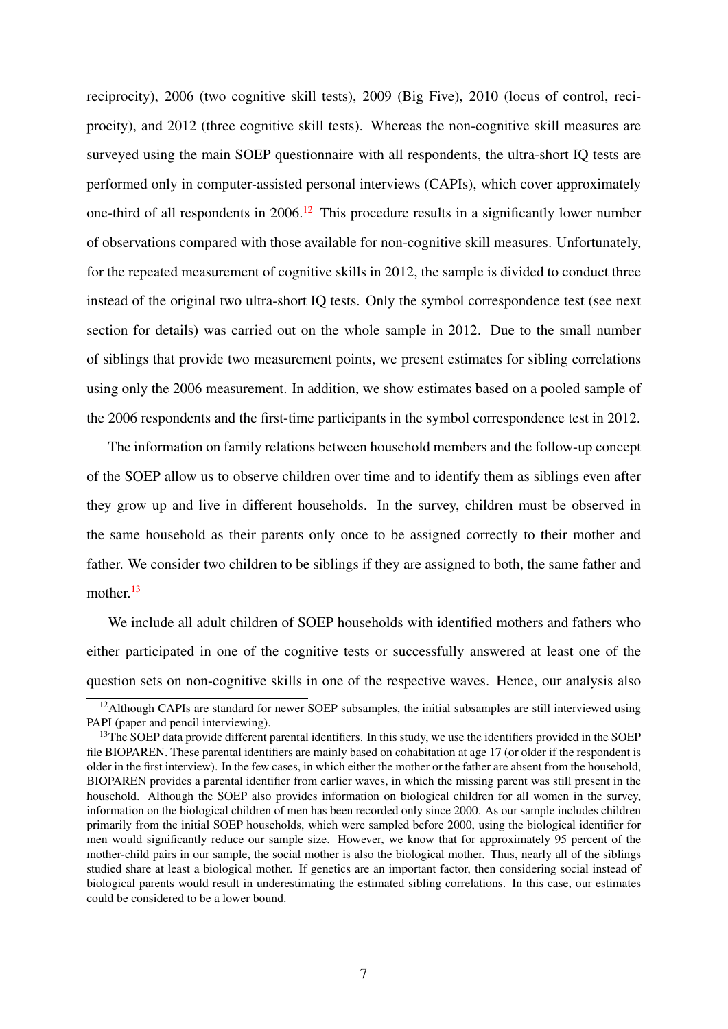reciprocity), 2006 (two cognitive skill tests), 2009 (Big Five), 2010 (locus of control, reciprocity), and 2012 (three cognitive skill tests). Whereas the non-cognitive skill measures are surveyed using the main SOEP questionnaire with all respondents, the ultra-short IQ tests are performed only in computer-assisted personal interviews (CAPIs), which cover approximately one-third of all respondents in 2006.[12] This procedure results in a significantly lower number of observations compared with those available for non-cognitive skill measures. Unfortunately, for the repeated measurement of cognitive skills in 2012, the sample is divided to conduct three instead of the original two ultra-short IQ tests. Only the symbol correspondence test (see next section for details) was carried out on the whole sample in 2012. Due to the small number of siblings that provide two measurement points, we present estimates for sibling correlations using only the 2006 measurement. In addition, we show estimates based on a pooled sample of the 2006 respondents and the first-time participants in the symbol correspondence test in 2012.

The information on family relations between household members and the follow-up concept of the SOEP allow us to observe children over time and to identify them as siblings even after they grow up and live in different households. In the survey, children must be observed in the same household as their parents only once to be assigned correctly to their mother and father. We consider two children to be siblings if they are assigned to both, the same father and mother.[13]

We include all adult children of SOEP households with identified mothers and fathers who either participated in one of the cognitive tests or successfully answered at least one of the question sets on non-cognitive skills in one of the respective waves. Hence, our analysis also

[12] Although CAPIs are standard for newer SOEP subsamples, the initial subsamples are still interviewed using PAPI (paper and pencil interviewing).

[13] The SOEP data provide different parental identifiers. In this study, we use the identifiers provided in the SOEP file BIOPAREN. These parental identifiers are mainly based on cohabitation at age 17 (or older if the respondent is older in the first interview). In the few cases, in which either the mother or the father are absent from the household, BIOPAREN provides a parental identifier from earlier waves, in which the missing parent was still present in the household. Although the SOEP also provides information on biological children for all women in the survey, information on the biological children of men has been recorded only since 2000. As our sample includes children primarily from the initial SOEP households, which were sampled before 2000, using the biological identifier for men would significantly reduce our sample size. However, we know that for approximately 95 percent of the mother-child pairs in our sample, the social mother is also the biological mother. Thus, nearly all of the siblings studied share at least a biological mother. If genetics are an important factor, then considering social instead of biological parents would result in underestimating the estimated sibling correlations. In this case, our estimates could be considered to be a lower bound.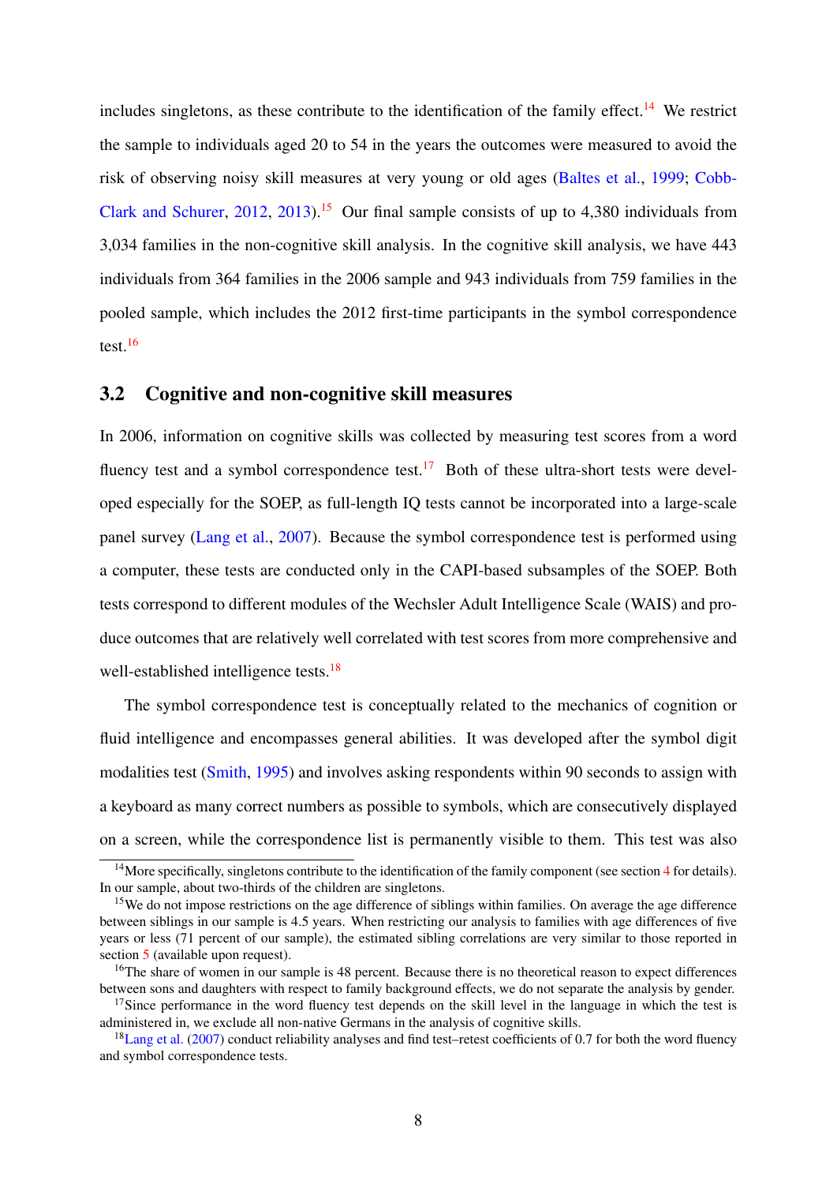includes singletons, as these contribute to the identification of the family effect.[14] We restrict the sample to individuals aged 20 to 54 in the years the outcomes were measured to avoid the risk of observing noisy skill measures at very young or old ages (Baltes et al., 1999; Cobb-Clark and Schurer, 2012, 2013).[15] Our final sample consists of up to 4,380 individuals from 3,034 families in the non-cognitive skill analysis. In the cognitive skill analysis, we have 443 individuals from 364 families in the 2006 sample and 943 individuals from 759 families in the pooled sample, which includes the 2012 first-time participants in the symbol correspondence test.[16]

## 3.2 Cognitive and non-cognitive skill measures

In 2006, information on cognitive skills was collected by measuring test scores from a word fluency test and a symbol correspondence test.[17] Both of these ultra-short tests were developed especially for the SOEP, as full-length IQ tests cannot be incorporated into a large-scale panel survey (Lang et al., 2007). Because the symbol correspondence test is performed using a computer, these tests are conducted only in the CAPI-based subsamples of the SOEP. Both tests correspond to different modules of the Wechsler Adult Intelligence Scale (WAIS) and produce outcomes that are relatively well correlated with test scores from more comprehensive and well-established intelligence tests.[18]

The symbol correspondence test is conceptually related to the mechanics of cognition or fluid intelligence and encompasses general abilities. It was developed after the symbol digit modalities test (Smith, 1995) and involves asking respondents within 90 seconds to assign with a keyboard as many correct numbers as possible to symbols, which are consecutively displayed on a screen, while the correspondence list is permanently visible to them. This test was also

[14] More specifically, singletons contribute to the identification of the family component (see section 4 for details). In our sample, about two-thirds of the children are singletons.

[15] We do not impose restrictions on the age difference of siblings within families. On average the age difference between siblings in our sample is 4.5 years. When restricting our analysis to families with age differences of five years or less (71 percent of our sample), the estimated sibling correlations are very similar to those reported in section 5 (available upon request).

[16] The share of women in our sample is 48 percent. Because there is no theoretical reason to expect differences between sons and daughters with respect to family background effects, we do not separate the analysis by gender.

[17] Since performance in the word fluency test depends on the skill level in the language in which the test is administered in, we exclude all non-native Germans in the analysis of cognitive skills.

[18] Lang et al. (2007) conduct reliability analyses and find test–retest coefficients of 0.7 for both the word fluency and symbol correspondence tests.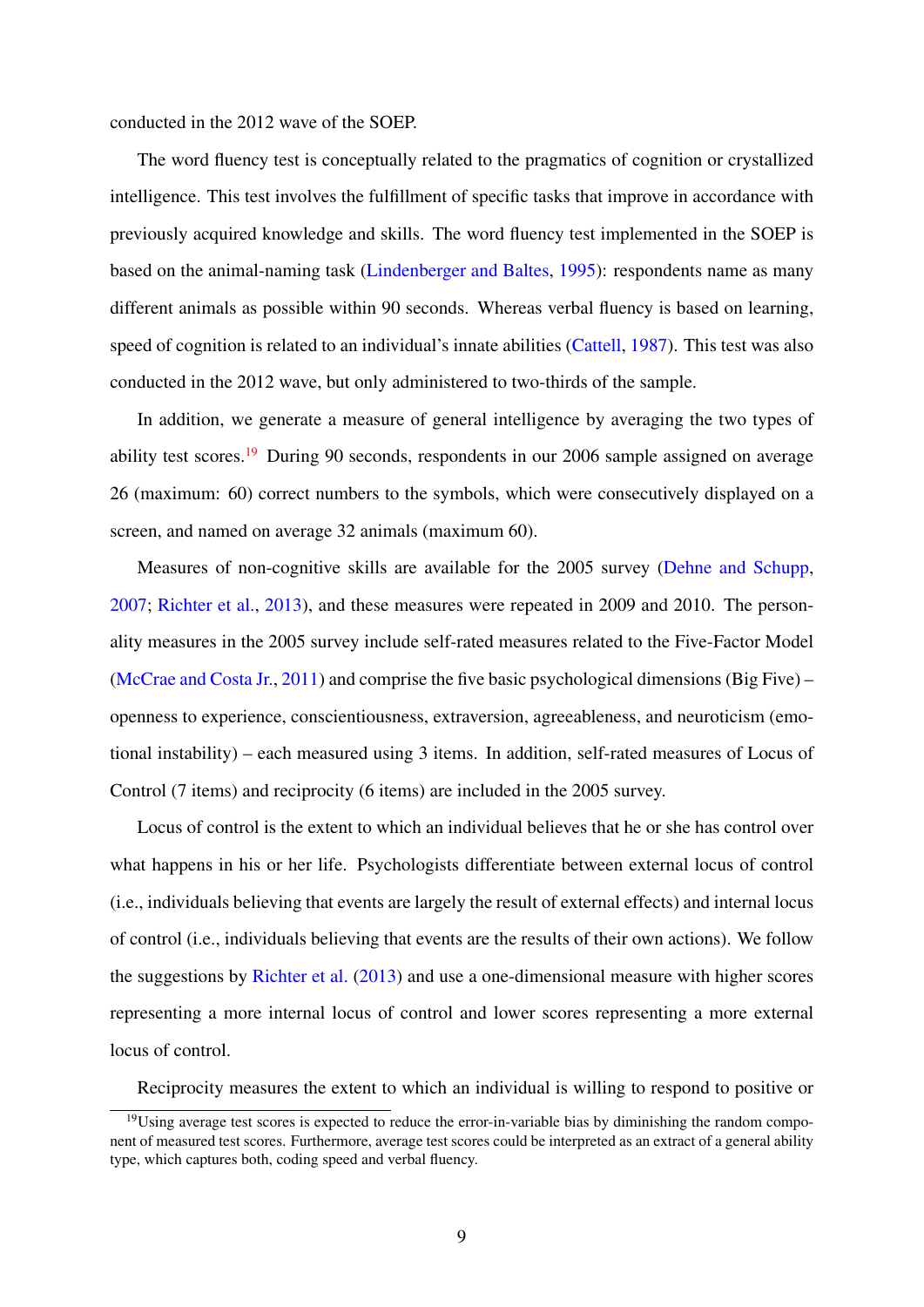conducted in the 2012 wave of the SOEP.

The word fluency test is conceptually related to the pragmatics of cognition or crystallized intelligence. This test involves the fulfillment of specific tasks that improve in accordance with previously acquired knowledge and skills. The word fluency test implemented in the SOEP is based on the animal-naming task (Lindenberger and Baltes, 1995): respondents name as many different animals as possible within 90 seconds. Whereas verbal fluency is based on learning, speed of cognition is related to an individual's innate abilities (Cattell, 1987). This test was also conducted in the 2012 wave, but only administered to two-thirds of the sample.

In addition, we generate a measure of general intelligence by averaging the two types of ability test scores.[19] During 90 seconds, respondents in our 2006 sample assigned on average 26 (maximum: 60) correct numbers to the symbols, which were consecutively displayed on a screen, and named on average 32 animals (maximum 60).

Measures of non-cognitive skills are available for the 2005 survey (Dehne and Schupp, 2007; Richter et al., 2013), and these measures were repeated in 2009 and 2010. The personality measures in the 2005 survey include self-rated measures related to the Five-Factor Model (McCrae and Costa Jr., 2011) and comprise the five basic psychological dimensions (Big Five) – openness to experience, conscientiousness, extraversion, agreeableness, and neuroticism (emotional instability) – each measured using 3 items. In addition, self-rated measures of Locus of Control (7 items) and reciprocity (6 items) are included in the 2005 survey.

Locus of control is the extent to which an individual believes that he or she has control over what happens in his or her life. Psychologists differentiate between external locus of control (i.e., individuals believing that events are largely the result of external effects) and internal locus of control (i.e., individuals believing that events are the results of their own actions). We follow the suggestions by Richter et al. (2013) and use a one-dimensional measure with higher scores representing a more internal locus of control and lower scores representing a more external locus of control.

Reciprocity measures the extent to which an individual is willing to respond to positive or

[19] Using average test scores is expected to reduce the error-in-variable bias by diminishing the random component of measured test scores. Furthermore, average test scores could be interpreted as an extract of a general ability type, which captures both, coding speed and verbal fluency.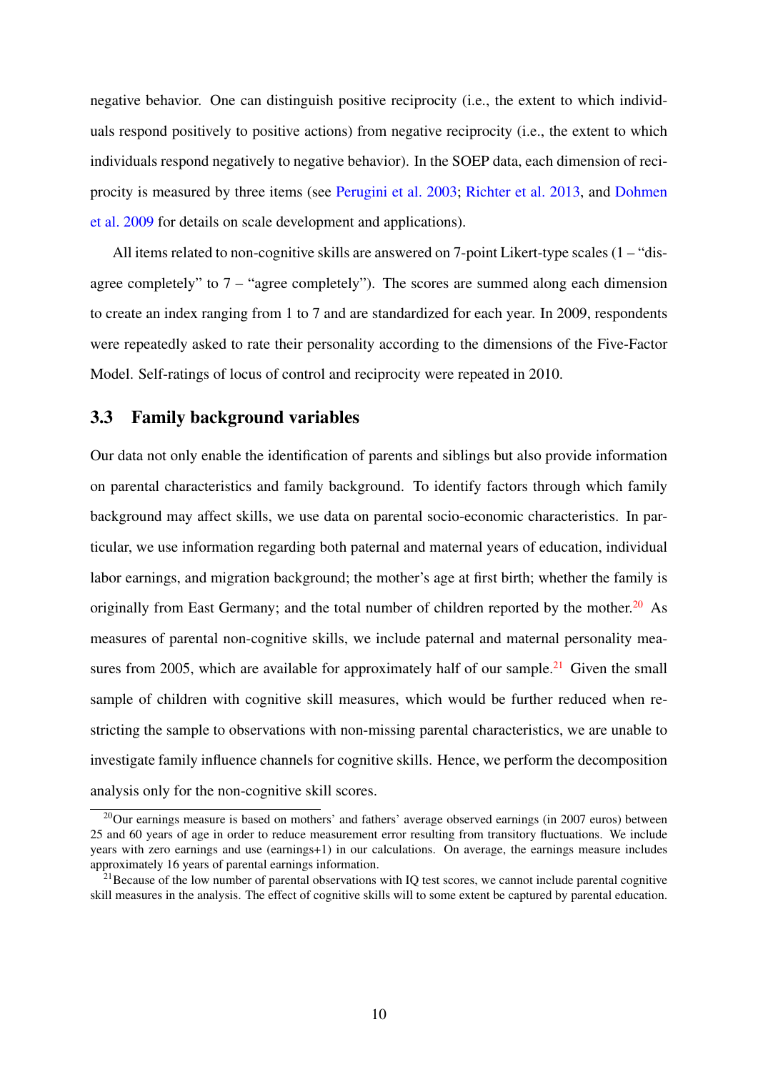negative behavior. One can distinguish positive reciprocity (i.e., the extent to which individuals respond positively to positive actions) from negative reciprocity (i.e., the extent to which individuals respond negatively to negative behavior). In the SOEP data, each dimension of reciprocity is measured by three items (see Perugini et al. 2003; Richter et al. 2013, and Dohmen et al. 2009 for details on scale development and applications).

All items related to non-cognitive skills are answered on 7-point Likert-type scales (1 – "disagree completely" to 7 – "agree completely"). The scores are summed along each dimension to create an index ranging from 1 to 7 and are standardized for each year. In 2009, respondents were repeatedly asked to rate their personality according to the dimensions of the Five-Factor Model. Self-ratings of locus of control and reciprocity were repeated in 2010.

## 3.3 Family background variables

Our data not only enable the identification of parents and siblings but also provide information on parental characteristics and family background. To identify factors through which family background may affect skills, we use data on parental socio-economic characteristics. In particular, we use information regarding both paternal and maternal years of education, individual labor earnings, and migration background; the mother's age at first birth; whether the family is originally from East Germany; and the total number of children reported by the mother.[20] As measures of parental non-cognitive skills, we include paternal and maternal personality measures from 2005, which are available for approximately half of our sample.[21] Given the small sample of children with cognitive skill measures, which would be further reduced when restricting the sample to observations with non-missing parental characteristics, we are unable to investigate family influence channels for cognitive skills. Hence, we perform the decomposition analysis only for the non-cognitive skill scores.

[20] Our earnings measure is based on mothers' and fathers' average observed earnings (in 2007 euros) between 25 and 60 years of age in order to reduce measurement error resulting from transitory fluctuations. We include years with zero earnings and use (earnings+1) in our calculations. On average, the earnings measure includes approximately 16 years of parental earnings information.

[21] Because of the low number of parental observations with IQ test scores, we cannot include parental cognitive skill measures in the analysis. The effect of cognitive skills will to some extent be captured by parental education.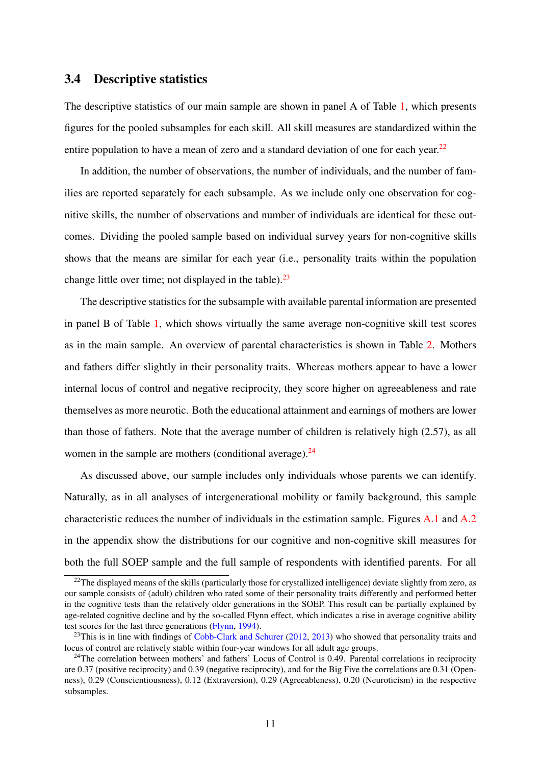### 3.4 Descriptive statistics

The descriptive statistics of our main sample are shown in panel A of Table 1, which presents figures for the pooled subsamples for each skill. All skill measures are standardized within the entire population to have a mean of zero and a standard deviation of one for each year.[22]

In addition, the number of observations, the number of individuals, and the number of families are reported separately for each subsample. As we include only one observation for cognitive skills, the number of observations and number of individuals are identical for these outcomes. Dividing the pooled sample based on individual survey years for non-cognitive skills shows that the means are similar for each year (i.e., personality traits within the population change little over time; not displayed in the table).[23]

The descriptive statistics for the subsample with available parental information are presented in panel B of Table 1, which shows virtually the same average non-cognitive skill test scores as in the main sample. An overview of parental characteristics is shown in Table 2. Mothers and fathers differ slightly in their personality traits. Whereas mothers appear to have a lower internal locus of control and negative reciprocity, they score higher on agreeableness and rate themselves as more neurotic. Both the educational attainment and earnings of mothers are lower than those of fathers. Note that the average number of children is relatively high (2.57), as all women in the sample are mothers (conditional average).[24]

As discussed above, our sample includes only individuals whose parents we can identify. Naturally, as in all analyses of intergenerational mobility or family background, this sample characteristic reduces the number of individuals in the estimation sample. Figures A.1 and A.2 in the appendix show the distributions for our cognitive and non-cognitive skill measures for both the full SOEP sample and the full sample of respondents with identified parents. For all

[22] The displayed means of the skills (particularly those for crystallized intelligence) deviate slightly from zero, as our sample consists of (adult) children who rated some of their personality traits differently and performed better in the cognitive tests than the relatively older generations in the SOEP. This result can be partially explained by age-related cognitive decline and by the so-called Flynn effect, which indicates a rise in average cognitive ability test scores for the last three generations (Flynn, 1994).

[23] This is in line with findings of Cobb-Clark and Schurer (2012, 2013) who showed that personality traits and locus of control are relatively stable within four-year windows for all adult age groups.

[24] The correlation between mothers' and fathers' Locus of Control is 0.49. Parental correlations in reciprocity are 0.37 (positive reciprocity) and 0.39 (negative reciprocity), and for the Big Five the correlations are 0.31 (Openness), 0.29 (Conscientiousness), 0.12 (Extraversion), 0.29 (Agreeableness), 0.20 (Neuroticism) in the respective subsamples.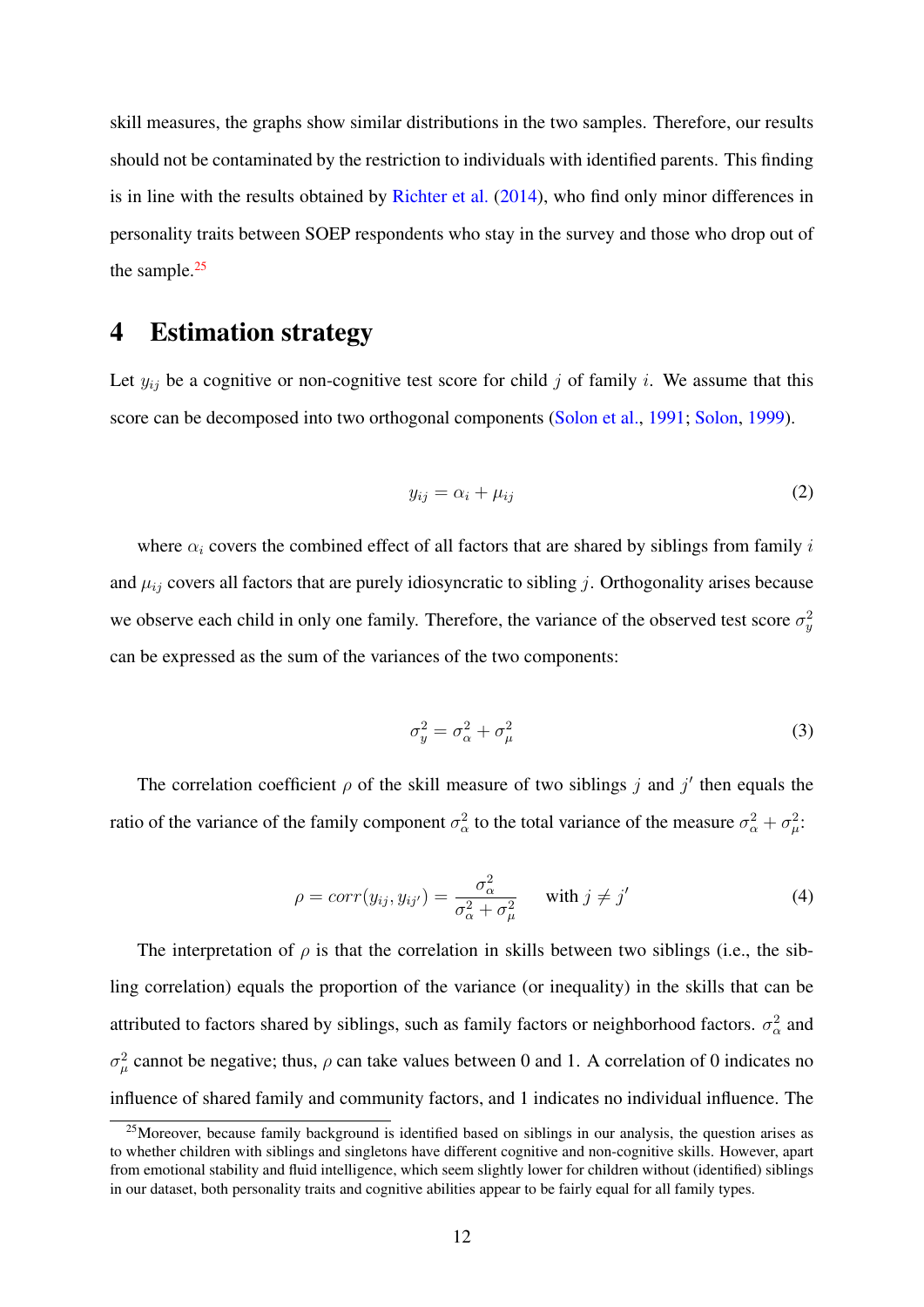skill measures, the graphs show similar distributions in the two samples. Therefore, our results should not be contaminated by the restriction to individuals with identified parents. This finding is in line with the results obtained by Richter et al. (2014), who find only minor differences in personality traits between SOEP respondents who stay in the survey and those who drop out of the sample.[25]

# 4 Estimation strategy

Let $y_{ij}$ be a cognitive or non-cognitive test score for child $j$ of family $i$. We assume that this score can be decomposed into two orthogonal components (Solon et al., 1991; Solon, 1999).

$$y_{ij} = \alpha_i + \mu_{ij} \tag{2}$$

where $\alpha_i$ covers the combined effect of all factors that are shared by siblings from family $i$ and $\mu_{ij}$ covers all factors that are purely idiosyncratic to sibling $j$. Orthogonality arises because we observe each child in only one family. Therefore, the variance of the observed test score $\sigma^2_y$ can be expressed as the sum of the variances of the two components:

$$\sigma^2_y = \sigma^2_\alpha + \sigma^2_\mu \tag{3}$$

The correlation coefficient $\rho$ of the skill measure of two siblings $j$ and $j'$ then equals the ratio of the variance of the family component $\sigma^2_\alpha$ to the total variance of the measure $\sigma^2_\alpha + \sigma^2_\mu$:

$$\rho = corr(y_{ij}, y_{ij'}) = \frac{\sigma^2_\alpha}{\sigma^2_\alpha + \sigma^2_\mu} \quad \text{with } j \neq j' \tag{4}$$

The interpretation of $\rho$ is that the correlation in skills between two siblings (i.e., the sibling correlation) equals the proportion of the variance (or inequality) in the skills that can be attributed to factors shared by siblings, such as family factors or neighborhood factors. $\sigma^2_\alpha$ and $\sigma^2_\mu$ cannot be negative; thus, $\rho$ can take values between 0 and 1. A correlation of 0 indicates no influence of shared family and community factors, and 1 indicates no individual influence. The

[25] Moreover, because family background is identified based on siblings in our analysis, the question arises as to whether children with siblings and singletons have different cognitive and non-cognitive skills. However, apart from emotional stability and fluid intelligence, which seem slightly lower for children without (identified) siblings in our dataset, both personality traits and cognitive abilities appear to be fairly equal for all family types.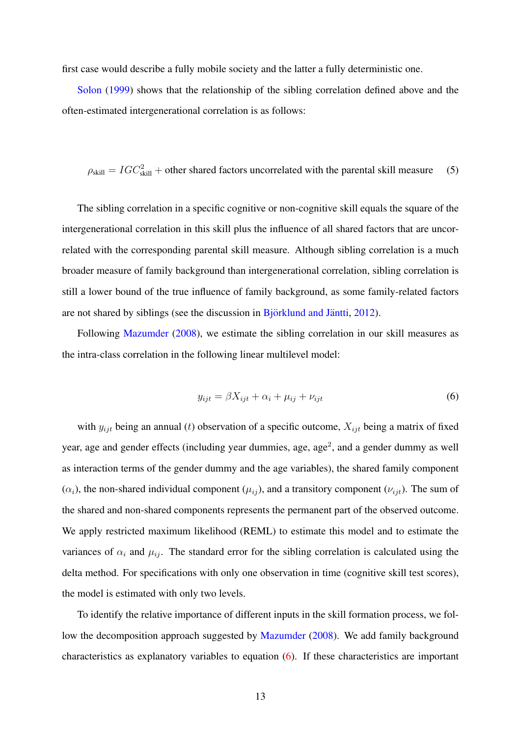first case would describe a fully mobile society and the latter a fully deterministic one.

Solon (1999) shows that the relationship of the sibling correlation defined above and the often-estimated intergenerational correlation is as follows:

$$\rho_{\text{skill}} = IGC^2_{\text{skill}} + \text{other shared factors uncorrelated with the parental skill measure} \tag{5}$$

The sibling correlation in a specific cognitive or non-cognitive skill equals the square of the intergenerational correlation in this skill plus the influence of all shared factors that are uncorrelated with the corresponding parental skill measure. Although sibling correlation is a much broader measure of family background than intergenerational correlation, sibling correlation is still a lower bound of the true influence of family background, as some family-related factors are not shared by siblings (see the discussion in Björklund and Jäntti, 2012).

Following Mazumder (2008), we estimate the sibling correlation in our skill measures as the intra-class correlation in the following linear multilevel model:

$$y_{ijt} = \beta X_{ijt} + \alpha_i + \mu_{ij} + \nu_{ijt} \tag{6}$$

with $y_{ijt}$ being an annual ($t$) observation of a specific outcome, $X_{ijt}$ being a matrix of fixed year, age and gender effects (including year dummies, age, age$^2$, and a gender dummy as well as interaction terms of the gender dummy and the age variables), the shared family component ($\alpha_i$), the non-shared individual component ($\mu_{ij}$), and a transitory component ($\nu_{ijt}$). The sum of the shared and non-shared components represents the permanent part of the observed outcome. We apply restricted maximum likelihood (REML) to estimate this model and to estimate the variances of $\alpha_i$ and $\mu_{ij}$. The standard error for the sibling correlation is calculated using the delta method. For specifications with only one observation in time (cognitive skill test scores), the model is estimated with only two levels.

To identify the relative importance of different inputs in the skill formation process, we follow the decomposition approach suggested by Mazumder (2008). We add family background characteristics as explanatory variables to equation (6). If these characteristics are important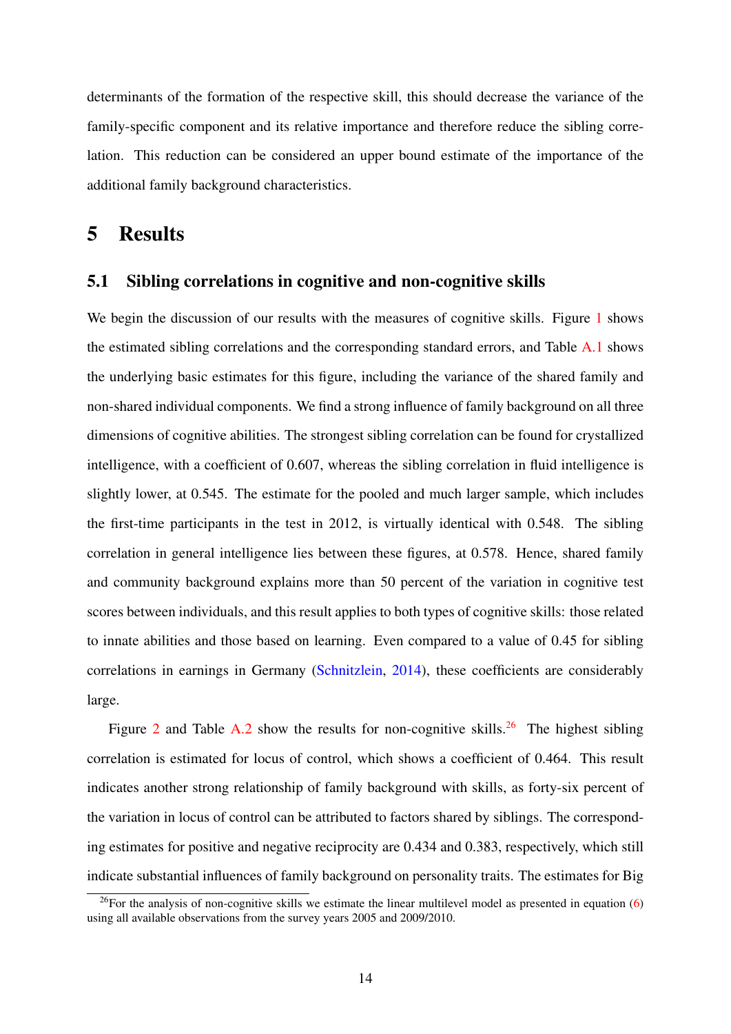determinants of the formation of the respective skill, this should decrease the variance of the family-specific component and its relative importance and therefore reduce the sibling correlation. This reduction can be considered an upper bound estimate of the importance of the additional family background characteristics.

# 5 Results

## 5.1 Sibling correlations in cognitive and non-cognitive skills

We begin the discussion of our results with the measures of cognitive skills. Figure 1 shows the estimated sibling correlations and the corresponding standard errors, and Table A.1 shows the underlying basic estimates for this figure, including the variance of the shared family and non-shared individual components. We find a strong influence of family background on all three dimensions of cognitive abilities. The strongest sibling correlation can be found for crystallized intelligence, with a coefficient of 0.607, whereas the sibling correlation in fluid intelligence is slightly lower, at 0.545. The estimate for the pooled and much larger sample, which includes the first-time participants in the test in 2012, is virtually identical with 0.548. The sibling correlation in general intelligence lies between these figures, at 0.578. Hence, shared family and community background explains more than 50 percent of the variation in cognitive test scores between individuals, and this result applies to both types of cognitive skills: those related to innate abilities and those based on learning. Even compared to a value of 0.45 for sibling correlations in earnings in Germany (Schnitzlein, 2014), these coefficients are considerably large.

Figure 2 and Table A.2 show the results for non-cognitive skills.[26] The highest sibling correlation is estimated for locus of control, which shows a coefficient of 0.464. This result indicates another strong relationship of family background with skills, as forty-six percent of the variation in locus of control can be attributed to factors shared by siblings. The corresponding estimates for positive and negative reciprocity are 0.434 and 0.383, respectively, which still indicate substantial influences of family background on personality traits. The estimates for Big

[26] For the analysis of non-cognitive skills we estimate the linear multilevel model as presented in equation (6) using all available observations from the survey years 2005 and 2009/2010.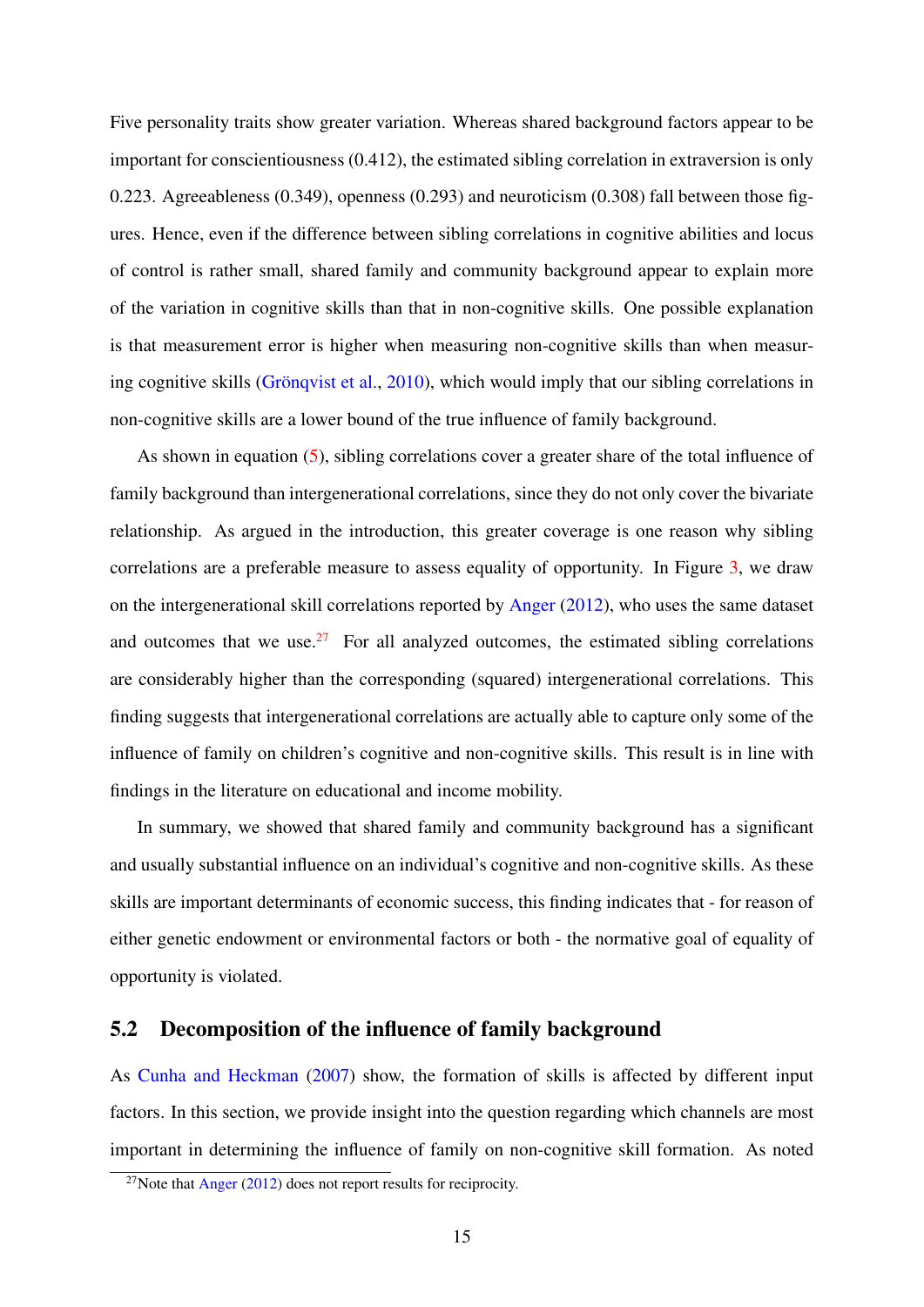Five personality traits show greater variation. Whereas shared background factors appear to be important for conscientiousness (0.412), the estimated sibling correlation in extraversion is only 0.223. Agreeableness (0.349), openness (0.293) and neuroticism (0.308) fall between those figures. Hence, even if the difference between sibling correlations in cognitive abilities and locus of control is rather small, shared family and community background appear to explain more of the variation in cognitive skills than that in non-cognitive skills. One possible explanation is that measurement error is higher when measuring non-cognitive skills than when measuring cognitive skills (Grönqvist et al., 2010), which would imply that our sibling correlations in non-cognitive skills are a lower bound of the true influence of family background.

As shown in equation (5), sibling correlations cover a greater share of the total influence of family background than intergenerational correlations, since they do not only cover the bivariate relationship. As argued in the introduction, this greater coverage is one reason why sibling correlations are a preferable measure to assess equality of opportunity. In Figure 3, we draw on the intergenerational skill correlations reported by Anger (2012), who uses the same dataset and outcomes that we use.[27] For all analyzed outcomes, the estimated sibling correlations are considerably higher than the corresponding (squared) intergenerational correlations. This finding suggests that intergenerational correlations are actually able to capture only some of the influence of family on children's cognitive and non-cognitive skills. This result is in line with findings in the literature on educational and income mobility.

In summary, we showed that shared family and community background has a significant and usually substantial influence on an individual's cognitive and non-cognitive skills. As these skills are important determinants of economic success, this finding indicates that - for reason of either genetic endowment or environmental factors or both - the normative goal of equality of opportunity is violated.

## 5.2 Decomposition of the influence of family background

As Cunha and Heckman (2007) show, the formation of skills is affected by different input factors. In this section, we provide insight into the question regarding which channels are most important in determining the influence of family on non-cognitive skill formation. As noted

[27] Note that Anger (2012) does not report results for reciprocity.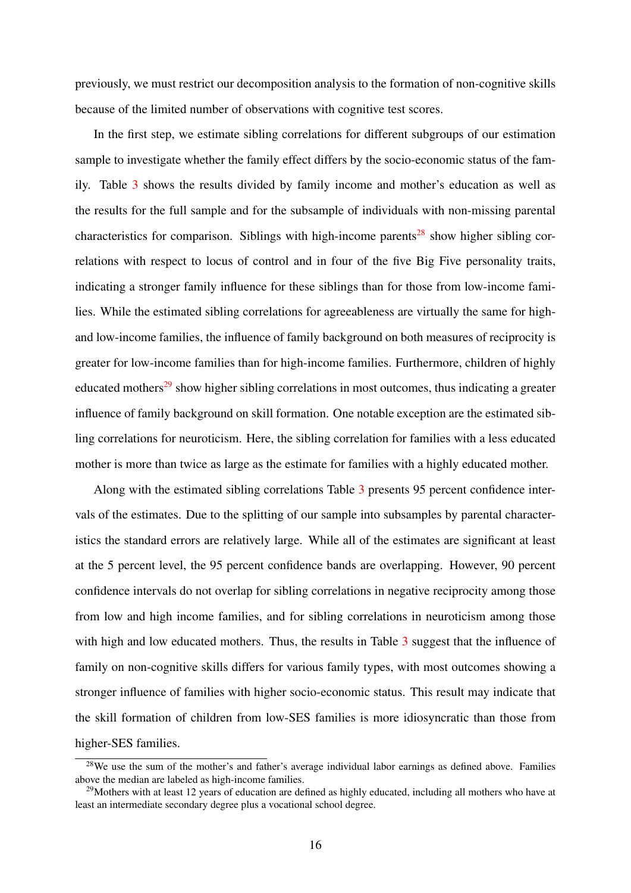previously, we must restrict our decomposition analysis to the formation of non-cognitive skills because of the limited number of observations with cognitive test scores.

In the first step, we estimate sibling correlations for different subgroups of our estimation sample to investigate whether the family effect differs by the socio-economic status of the family. Table 3 shows the results divided by family income and mother's education as well as the results for the full sample and for the subsample of individuals with non-missing parental characteristics for comparison. Siblings with high-income parents[28] show higher sibling correlations with respect to locus of control and in four of the five Big Five personality traits, indicating a stronger family influence for these siblings than for those from low-income families. While the estimated sibling correlations for agreeableness are virtually the same for high- and low-income families, the influence of family background on both measures of reciprocity is greater for low-income families than for high-income families. Furthermore, children of highly educated mothers[29] show higher sibling correlations in most outcomes, thus indicating a greater influence of family background on skill formation. One notable exception are the estimated sibling correlations for neuroticism. Here, the sibling correlation for families with a less educated mother is more than twice as large as the estimate for families with a highly educated mother.

Along with the estimated sibling correlations Table 3 presents 95 percent confidence intervals of the estimates. Due to the splitting of our sample into subsamples by parental characteristics the standard errors are relatively large. While all of the estimates are significant at least at the 5 percent level, the 95 percent confidence bands are overlapping. However, 90 percent confidence intervals do not overlap for sibling correlations in negative reciprocity among those from low and high income families, and for sibling correlations in neuroticism among those with high and low educated mothers. Thus, the results in Table 3 suggest that the influence of family on non-cognitive skills differs for various family types, with most outcomes showing a stronger influence of families with higher socio-economic status. This result may indicate that the skill formation of children from low-SES families is more idiosyncratic than those from higher-SES families.

[28] We use the sum of the mother's and father's average individual labor earnings as defined above. Families above the median are labeled as high-income families.

[29] Mothers with at least 12 years of education are defined as highly educated, including all mothers who have at least an intermediate secondary degree plus a vocational school degree.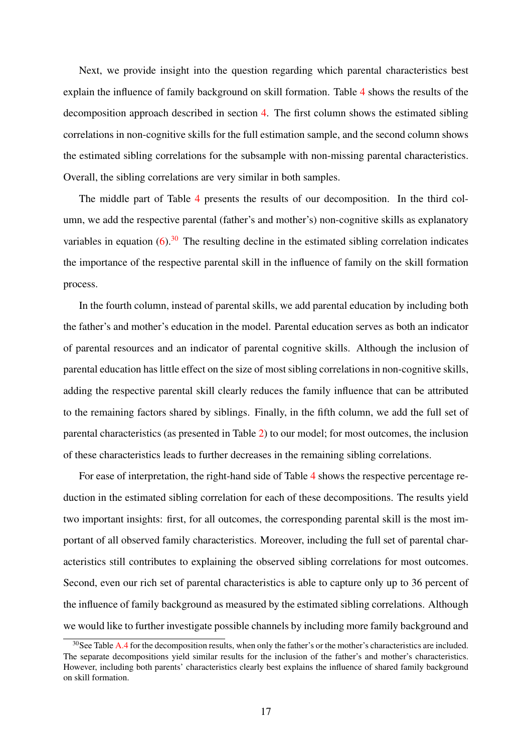Next, we provide insight into the question regarding which parental characteristics best explain the influence of family background on skill formation. Table 4 shows the results of the decomposition approach described in section 4. The first column shows the estimated sibling correlations in non-cognitive skills for the full estimation sample, and the second column shows the estimated sibling correlations for the subsample with non-missing parental characteristics. Overall, the sibling correlations are very similar in both samples.

The middle part of Table 4 presents the results of our decomposition. In the third column, we add the respective parental (father's and mother's) non-cognitive skills as explanatory variables in equation (6).[30] The resulting decline in the estimated sibling correlation indicates the importance of the respective parental skill in the influence of family on the skill formation process.

In the fourth column, instead of parental skills, we add parental education by including both the father's and mother's education in the model. Parental education serves as both an indicator of parental resources and an indicator of parental cognitive skills. Although the inclusion of parental education has little effect on the size of most sibling correlations in non-cognitive skills, adding the respective parental skill clearly reduces the family influence that can be attributed to the remaining factors shared by siblings. Finally, in the fifth column, we add the full set of parental characteristics (as presented in Table 2) to our model; for most outcomes, the inclusion of these characteristics leads to further decreases in the remaining sibling correlations.

For ease of interpretation, the right-hand side of Table 4 shows the respective percentage reduction in the estimated sibling correlation for each of these decompositions. The results yield two important insights: first, for all outcomes, the corresponding parental skill is the most important of all observed family characteristics. Moreover, including the full set of parental characteristics still contributes to explaining the observed sibling correlations for most outcomes. Second, even our rich set of parental characteristics is able to capture only up to 36 percent of the influence of family background as measured by the estimated sibling correlations. Although we would like to further investigate possible channels by including more family background and

[30] See Table A.4 for the decomposition results, when only the father's or the mother's characteristics are included. The separate decompositions yield similar results for the inclusion of the father's and mother's characteristics. However, including both parents' characteristics clearly best explains the influence of shared family background on skill formation.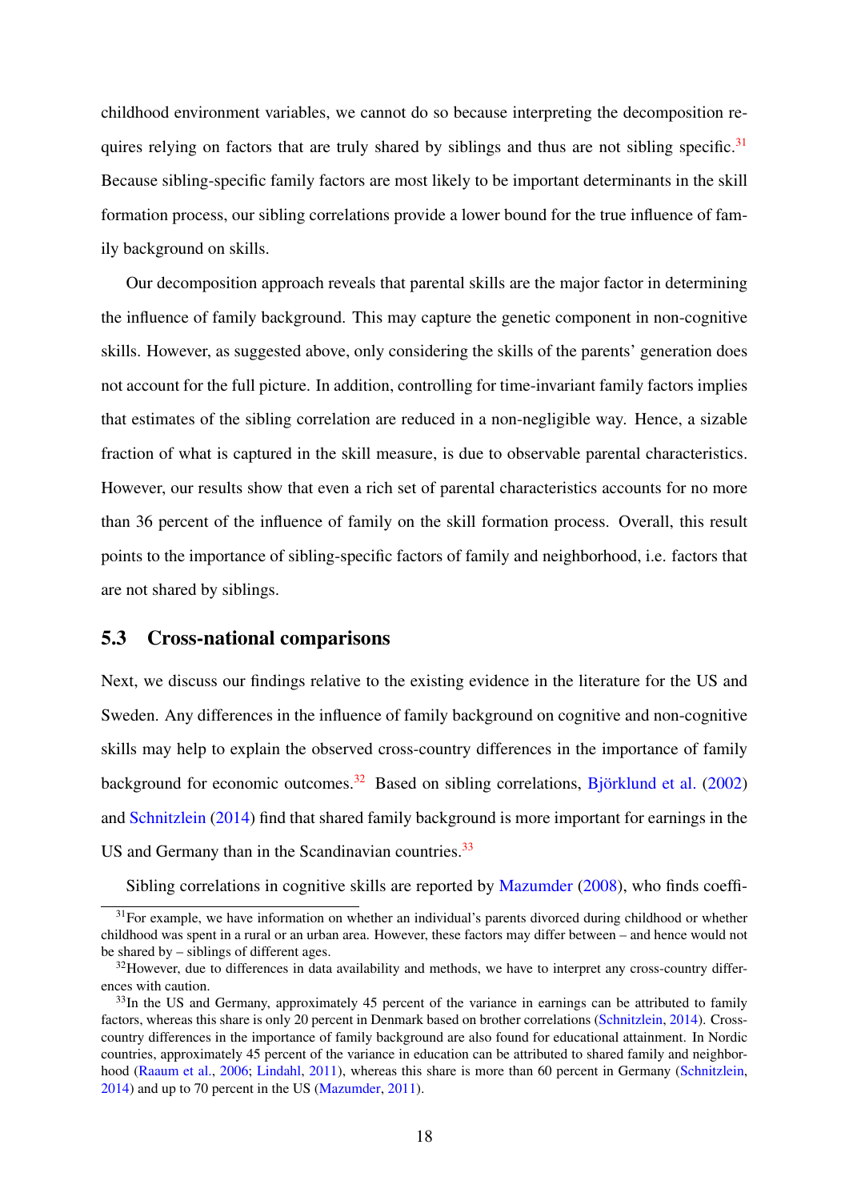childhood environment variables, we cannot do so because interpreting the decomposition requires relying on factors that are truly shared by siblings and thus are not sibling specific.[31] Because sibling-specific family factors are most likely to be important determinants in the skill formation process, our sibling correlations provide a lower bound for the true influence of family background on skills.

Our decomposition approach reveals that parental skills are the major factor in determining the influence of family background. This may capture the genetic component in non-cognitive skills. However, as suggested above, only considering the skills of the parents' generation does not account for the full picture. In addition, controlling for time-invariant family factors implies that estimates of the sibling correlation are reduced in a non-negligible way. Hence, a sizable fraction of what is captured in the skill measure, is due to observable parental characteristics. However, our results show that even a rich set of parental characteristics accounts for no more than 36 percent of the influence of family on the skill formation process. Overall, this result points to the importance of sibling-specific factors of family and neighborhood, i.e. factors that are not shared by siblings.

## 5.3 Cross-national comparisons

Next, we discuss our findings relative to the existing evidence in the literature for the US and Sweden. Any differences in the influence of family background on cognitive and non-cognitive skills may help to explain the observed cross-country differences in the importance of family background for economic outcomes.[32] Based on sibling correlations, Björklund et al. (2002) and Schnitzlein (2014) find that shared family background is more important for earnings in the US and Germany than in the Scandinavian countries.[33]

Sibling correlations in cognitive skills are reported by Mazumder (2008), who finds coeffi-

[31] For example, we have information on whether an individual's parents divorced during childhood or whether childhood was spent in a rural or an urban area. However, these factors may differ between – and hence would not be shared by – siblings of different ages.

[32] However, due to differences in data availability and methods, we have to interpret any cross-country differences with caution.

[33] In the US and Germany, approximately 45 percent of the variance in earnings can be attributed to family factors, whereas this share is only 20 percent in Denmark based on brother correlations (Schnitzlein, 2014). Cross-country differences in the importance of family background are also found for educational attainment. In Nordic countries, approximately 45 percent of the variance in education can be attributed to shared family and neighborhood (Raaum et al., 2006; Lindahl, 2011), whereas this share is more than 60 percent in Germany (Schnitzlein, 2014) and up to 70 percent in the US (Mazumder, 2011).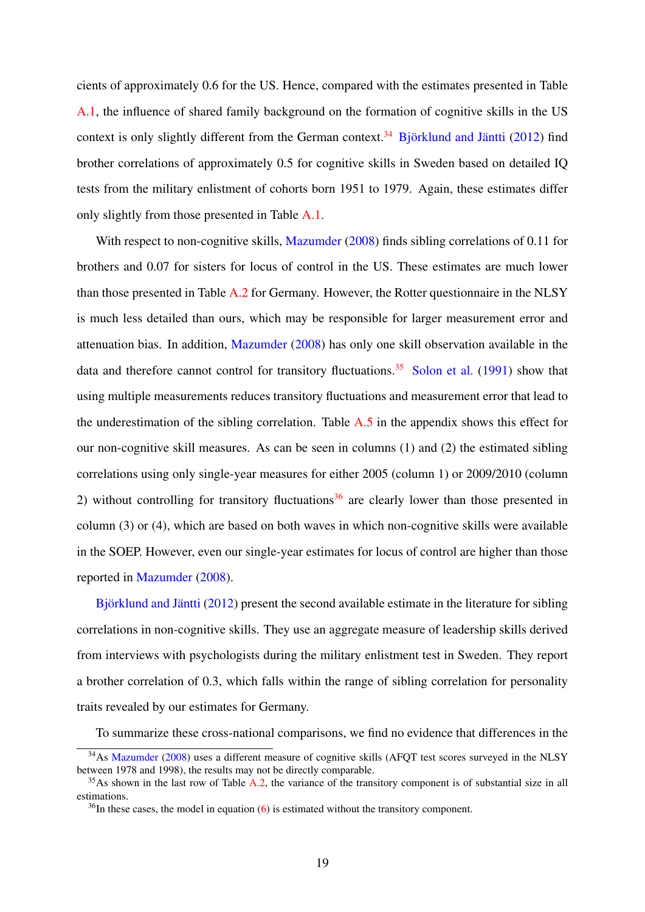cients of approximately 0.6 for the US. Hence, compared with the estimates presented in Table A.1, the influence of shared family background on the formation of cognitive skills in the US context is only slightly different from the German context.[34] Björklund and Jäntti (2012) find brother correlations of approximately 0.5 for cognitive skills in Sweden based on detailed IQ tests from the military enlistment of cohorts born 1951 to 1979. Again, these estimates differ only slightly from those presented in Table A.1.

With respect to non-cognitive skills, Mazumder (2008) finds sibling correlations of 0.11 for brothers and 0.07 for sisters for locus of control in the US. These estimates are much lower than those presented in Table A.2 for Germany. However, the Rotter questionnaire in the NLSY is much less detailed than ours, which may be responsible for larger measurement error and attenuation bias. In addition, Mazumder (2008) has only one skill observation available in the data and therefore cannot control for transitory fluctuations.[35] Solon et al. (1991) show that using multiple measurements reduces transitory fluctuations and measurement error that lead to the underestimation of the sibling correlation. Table A.5 in the appendix shows this effect for our non-cognitive skill measures. As can be seen in columns (1) and (2) the estimated sibling correlations using only single-year measures for either 2005 (column 1) or 2009/2010 (column 2) without controlling for transitory fluctuations[36] are clearly lower than those presented in column (3) or (4), which are based on both waves in which non-cognitive skills were available in the SOEP. However, even our single-year estimates for locus of control are higher than those reported in Mazumder (2008).

Björklund and Jäntti (2012) present the second available estimate in the literature for sibling correlations in non-cognitive skills. They use an aggregate measure of leadership skills derived from interviews with psychologists during the military enlistment test in Sweden. They report a brother correlation of 0.3, which falls within the range of sibling correlation for personality traits revealed by our estimates for Germany.

To summarize these cross-national comparisons, we find no evidence that differences in the

---

[34] As Mazumder (2008) uses a different measure of cognitive skills (AFQT test scores surveyed in the NLSY between 1978 and 1998), the results may not be directly comparable.

[35] As shown in the last row of Table A.2, the variance of the transitory component is of substantial size in all estimations.

[36] In these cases, the model in equation (6) is estimated without the transitory component.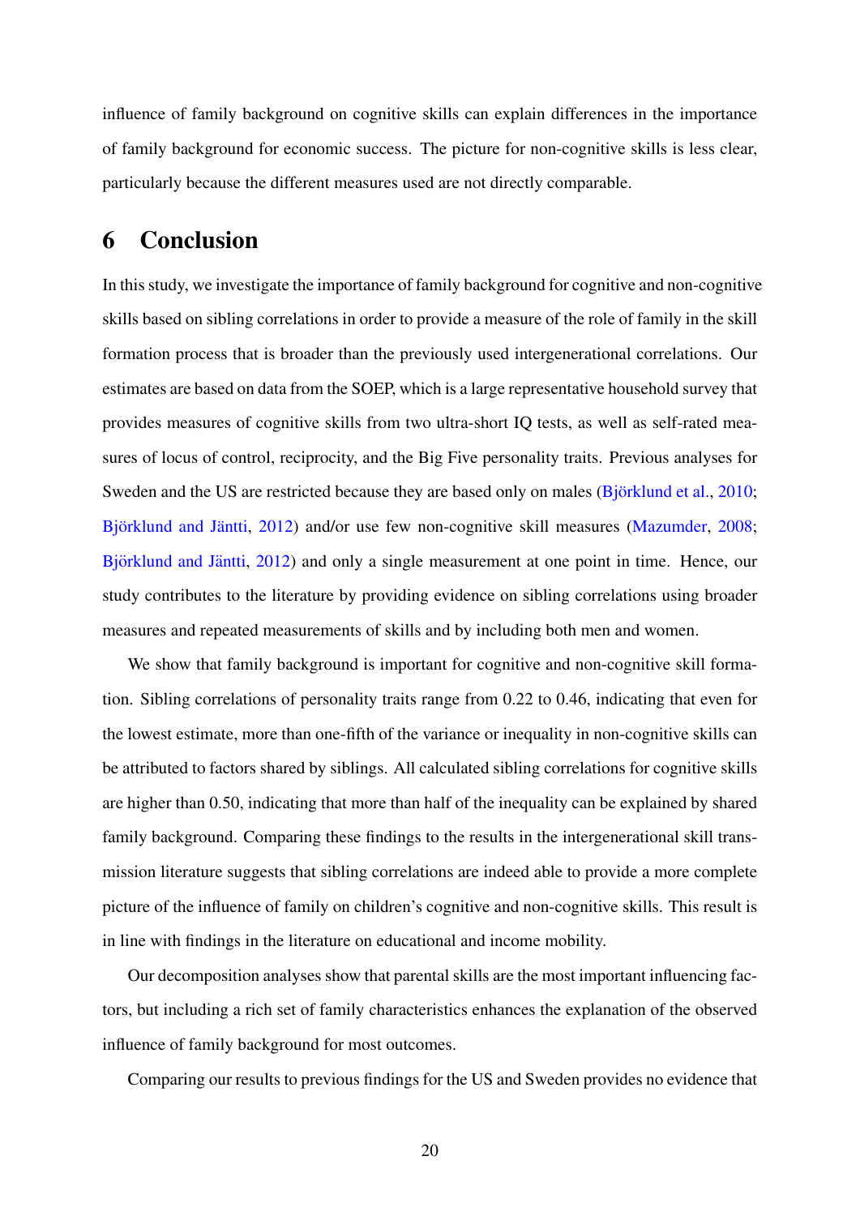influence of family background on cognitive skills can explain differences in the importance of family background for economic success. The picture for non-cognitive skills is less clear, particularly because the different measures used are not directly comparable.

# 6 Conclusion

In this study, we investigate the importance of family background for cognitive and non-cognitive skills based on sibling correlations in order to provide a measure of the role of family in the skill formation process that is broader than the previously used intergenerational correlations. Our estimates are based on data from the SOEP, which is a large representative household survey that provides measures of cognitive skills from two ultra-short IQ tests, as well as self-rated measures of locus of control, reciprocity, and the Big Five personality traits. Previous analyses for Sweden and the US are restricted because they are based only on males (Björklund et al., 2010; Björklund and Jäntti, 2012) and/or use few non-cognitive skill measures (Mazumder, 2008; Björklund and Jäntti, 2012) and only a single measurement at one point in time. Hence, our study contributes to the literature by providing evidence on sibling correlations using broader measures and repeated measurements of skills and by including both men and women.

We show that family background is important for cognitive and non-cognitive skill formation. Sibling correlations of personality traits range from 0.22 to 0.46, indicating that even for the lowest estimate, more than one-fifth of the variance or inequality in non-cognitive skills can be attributed to factors shared by siblings. All calculated sibling correlations for cognitive skills are higher than 0.50, indicating that more than half of the inequality can be explained by shared family background. Comparing these findings to the results in the intergenerational skill transmission literature suggests that sibling correlations are indeed able to provide a more complete picture of the influence of family on children's cognitive and non-cognitive skills. This result is in line with findings in the literature on educational and income mobility.

Our decomposition analyses show that parental skills are the most important influencing factors, but including a rich set of family characteristics enhances the explanation of the observed influence of family background for most outcomes.

Comparing our results to previous findings for the US and Sweden provides no evidence that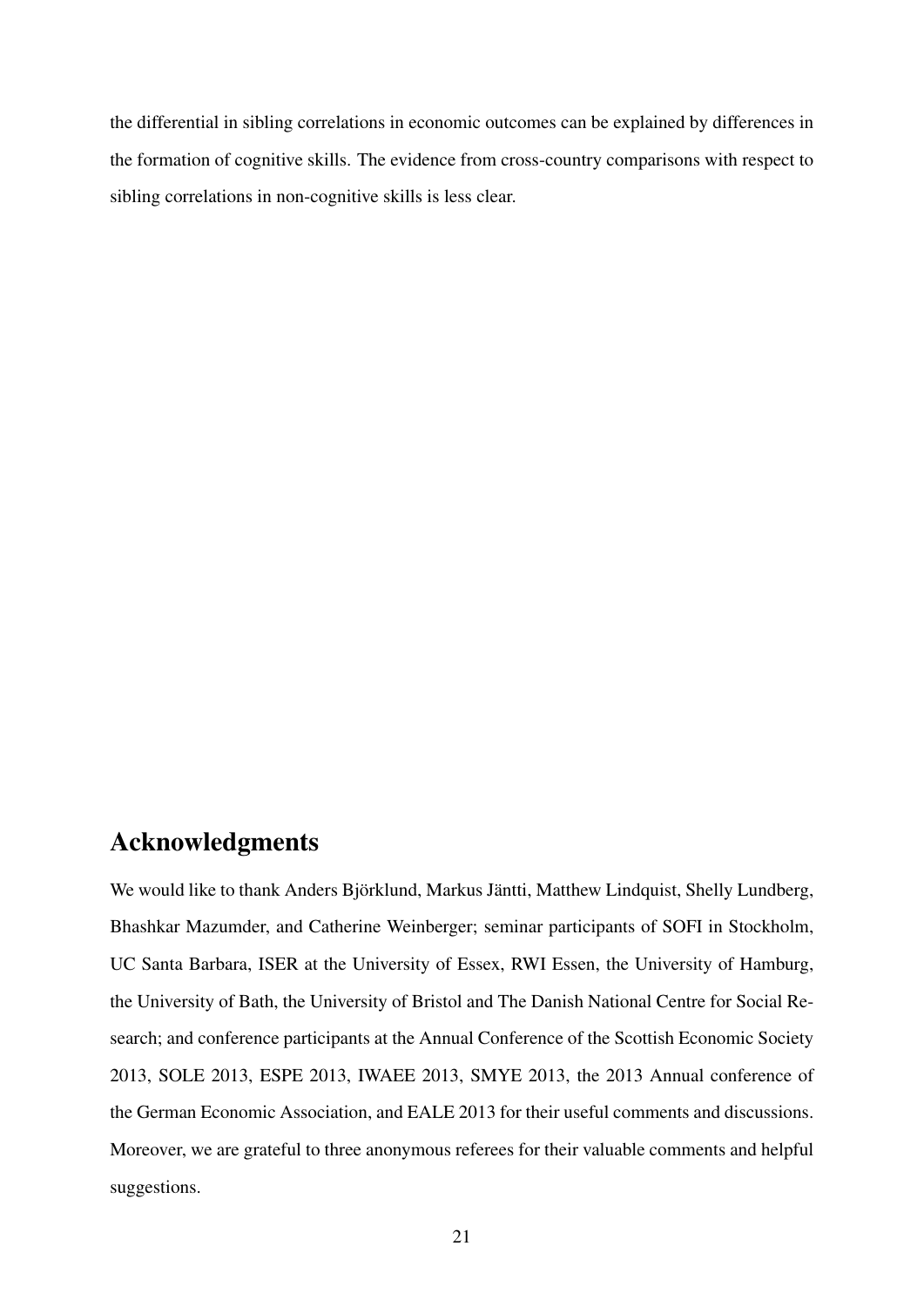the differential in sibling correlations in economic outcomes can be explained by differences in the formation of cognitive skills. The evidence from cross-country comparisons with respect to sibling correlations in non-cognitive skills is less clear.

## Acknowledgments

We would like to thank Anders Björklund, Markus Jäntti, Matthew Lindquist, Shelly Lundberg, Bhashkar Mazumder, and Catherine Weinberger; seminar participants of SOFI in Stockholm, UC Santa Barbara, ISER at the University of Essex, RWI Essen, the University of Hamburg, the University of Bath, the University of Bristol and The Danish National Centre for Social Research; and conference participants at the Annual Conference of the Scottish Economic Society 2013, SOLE 2013, ESPE 2013, IWAEE 2013, SMYE 2013, the 2013 Annual conference of the German Economic Association, and EALE 2013 for their useful comments and discussions. Moreover, we are grateful to three anonymous referees for their valuable comments and helpful suggestions.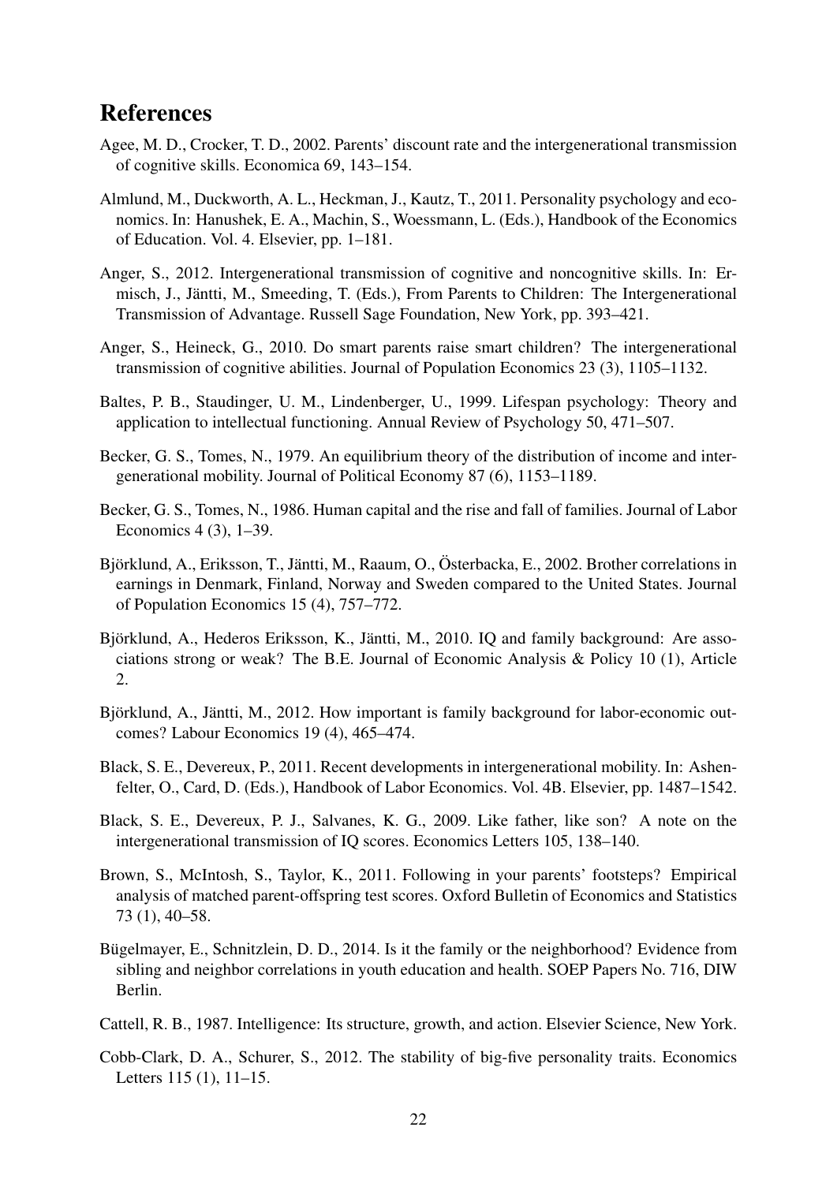## References

Agee, M. D., Crocker, T. D., 2002. Parents' discount rate and the intergenerational transmission of cognitive skills. Economica 69, 143–154.

Almlund, M., Duckworth, A. L., Heckman, J., Kautz, T., 2011. Personality psychology and economics. In: Hanushek, E. A., Machin, S., Woessmann, L. (Eds.), Handbook of the Economics of Education. Vol. 4. Elsevier, pp. 1–181.

Anger, S., 2012. Intergenerational transmission of cognitive and noncognitive skills. In: Ermisch, J., Jäntti, M., Smeeding, T. (Eds.), From Parents to Children: The Intergenerational Transmission of Advantage. Russell Sage Foundation, New York, pp. 393–421.

Anger, S., Heineck, G., 2010. Do smart parents raise smart children? The intergenerational transmission of cognitive abilities. Journal of Population Economics 23 (3), 1105–1132.

Baltes, P. B., Staudinger, U. M., Lindenberger, U., 1999. Lifespan psychology: Theory and application to intellectual functioning. Annual Review of Psychology 50, 471–507.

Becker, G. S., Tomes, N., 1979. An equilibrium theory of the distribution of income and intergenerational mobility. Journal of Political Economy 87 (6), 1153–1189.

Becker, G. S., Tomes, N., 1986. Human capital and the rise and fall of families. Journal of Labor Economics 4 (3), 1–39.

Björklund, A., Eriksson, T., Jäntti, M., Raaum, O., Österbacka, E., 2002. Brother correlations in earnings in Denmark, Finland, Norway and Sweden compared to the United States. Journal of Population Economics 15 (4), 757–772.

Björklund, A., Hederos Eriksson, K., Jäntti, M., 2010. IQ and family background: Are associations strong or weak? The B.E. Journal of Economic Analysis & Policy 10 (1), Article 2.

Björklund, A., Jäntti, M., 2012. How important is family background for labor-economic outcomes? Labour Economics 19 (4), 465–474.

Black, S. E., Devereux, P., 2011. Recent developments in intergenerational mobility. In: Ashenfelter, O., Card, D. (Eds.), Handbook of Labor Economics. Vol. 4B. Elsevier, pp. 1487–1542.

Black, S. E., Devereux, P. J., Salvanes, K. G., 2009. Like father, like son? A note on the intergenerational transmission of IQ scores. Economics Letters 105, 138–140.

Brown, S., McIntosh, S., Taylor, K., 2011. Following in your parents' footsteps? Empirical analysis of matched parent-offspring test scores. Oxford Bulletin of Economics and Statistics 73 (1), 40–58.

Bügelmayer, E., Schnitzlein, D. D., 2014. Is it the family or the neighborhood? Evidence from sibling and neighbor correlations in youth education and health. SOEP Papers No. 716, DIW Berlin.

Cattell, R. B., 1987. Intelligence: Its structure, growth, and action. Elsevier Science, New York.

Cobb-Clark, D. A., Schurer, S., 2012. The stability of big-five personality traits. Economics Letters 115 (1), 11–15.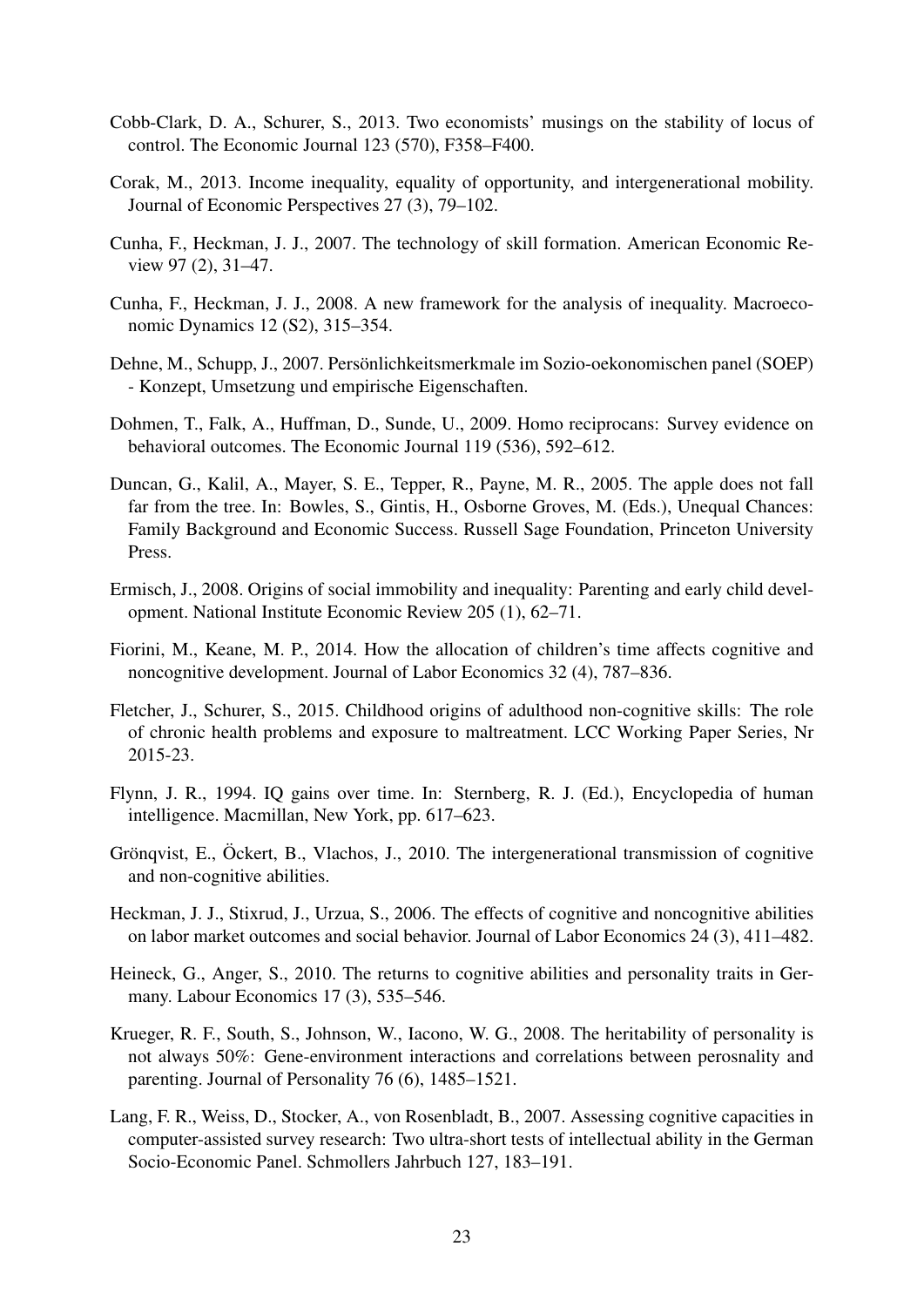Cobb-Clark, D. A., Schurer, S., 2013. Two economists' musings on the stability of locus of control. The Economic Journal 123 (570), F358–F400.

Corak, M., 2013. Income inequality, equality of opportunity, and intergenerational mobility. Journal of Economic Perspectives 27 (3), 79–102.

Cunha, F., Heckman, J. J., 2007. The technology of skill formation. American Economic Review 97 (2), 31–47.

Cunha, F., Heckman, J. J., 2008. A new framework for the analysis of inequality. Macroeconomic Dynamics 12 (S2), 315–354.

Dehne, M., Schupp, J., 2007. Persönlichkeitsmerkmale im Sozio-oekonomischen panel (SOEP) - Konzept, Umsetzung und empirische Eigenschaften.

Dohmen, T., Falk, A., Huffman, D., Sunde, U., 2009. Homo reciprocans: Survey evidence on behavioral outcomes. The Economic Journal 119 (536), 592–612.

Duncan, G., Kalil, A., Mayer, S. E., Tepper, R., Payne, M. R., 2005. The apple does not fall far from the tree. In: Bowles, S., Gintis, H., Osborne Groves, M. (Eds.), Unequal Chances: Family Background and Economic Success. Russell Sage Foundation, Princeton University Press.

Ermisch, J., 2008. Origins of social immobility and inequality: Parenting and early child development. National Institute Economic Review 205 (1), 62–71.

Fiorini, M., Keane, M. P., 2014. How the allocation of children's time affects cognitive and noncognitive development. Journal of Labor Economics 32 (4), 787–836.

Fletcher, J., Schurer, S., 2015. Childhood origins of adulthood non-cognitive skills: The role of chronic health problems and exposure to maltreatment. LCC Working Paper Series, Nr 2015-23.

Flynn, J. R., 1994. IQ gains over time. In: Sternberg, R. J. (Ed.), Encyclopedia of human intelligence. Macmillan, New York, pp. 617–623.

Grönqvist, E., Öckert, B., Vlachos, J., 2010. The intergenerational transmission of cognitive and non-cognitive abilities.

Heckman, J. J., Stixrud, J., Urzua, S., 2006. The effects of cognitive and noncognitive abilities on labor market outcomes and social behavior. Journal of Labor Economics 24 (3), 411–482.

Heineck, G., Anger, S., 2010. The returns to cognitive abilities and personality traits in Germany. Labour Economics 17 (3), 535–546.

Krueger, R. F., South, S., Johnson, W., Iacono, W. G., 2008. The heritability of personality is not always 50%: Gene-environment interactions and correlations between perosnality and parenting. Journal of Personality 76 (6), 1485–1521.

Lang, F. R., Weiss, D., Stocker, A., von Rosenbladt, B., 2007. Assessing cognitive capacities in computer-assisted survey research: Two ultra-short tests of intellectual ability in the German Socio-Economic Panel. Schmollers Jahrbuch 127, 183–191.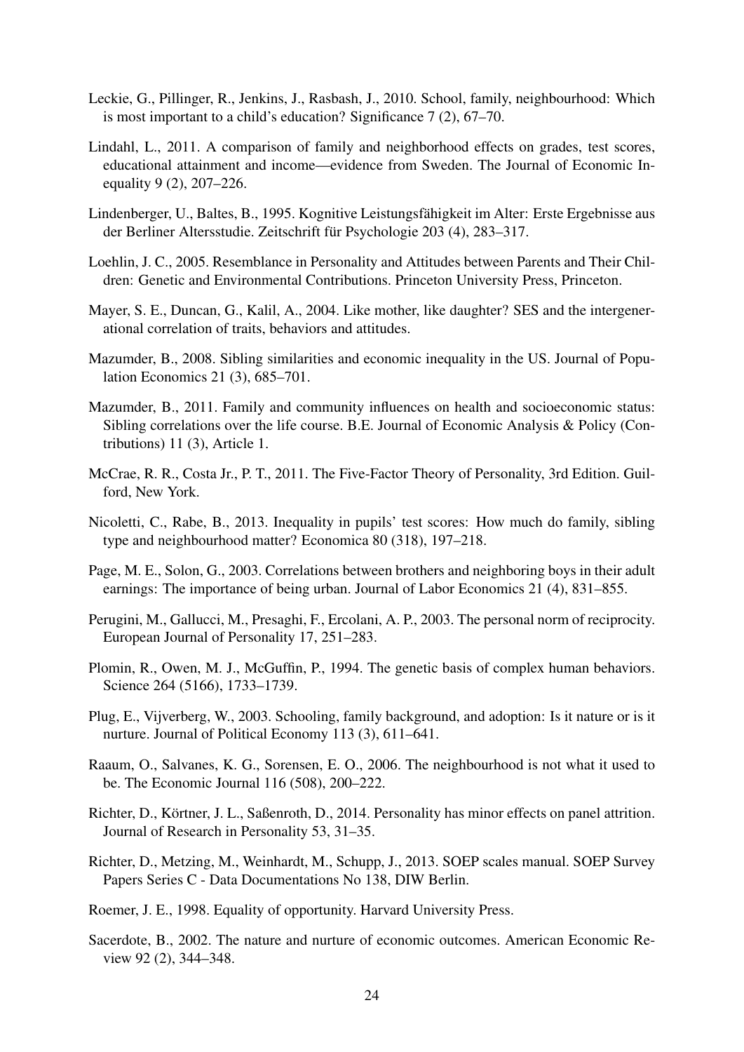Leckie, G., Pillinger, R., Jenkins, J., Rasbash, J., 2010. School, family, neighbourhood: Which is most important to a child's education? Significance 7 (2), 67–70.

Lindahl, L., 2011. A comparison of family and neighborhood effects on grades, test scores, educational attainment and income—evidence from Sweden. The Journal of Economic Inequality 9 (2), 207–226.

Lindenberger, U., Baltes, B., 1995. Kognitive Leistungsfähigkeit im Alter: Erste Ergebnisse aus der Berliner Altersstudie. Zeitschrift für Psychologie 203 (4), 283–317.

Loehlin, J. C., 2005. Resemblance in Personality and Attitudes between Parents and Their Children: Genetic and Environmental Contributions. Princeton University Press, Princeton.

Mayer, S. E., Duncan, G., Kalil, A., 2004. Like mother, like daughter? SES and the intergenerational correlation of traits, behaviors and attitudes.

Mazumder, B., 2008. Sibling similarities and economic inequality in the US. Journal of Population Economics 21 (3), 685–701.

Mazumder, B., 2011. Family and community influences on health and socioeconomic status: Sibling correlations over the life course. B.E. Journal of Economic Analysis & Policy (Contributions) 11 (3), Article 1.

McCrae, R. R., Costa Jr., P. T., 2011. The Five-Factor Theory of Personality, 3rd Edition. Guilford, New York.

Nicoletti, C., Rabe, B., 2013. Inequality in pupils' test scores: How much do family, sibling type and neighbourhood matter? Economica 80 (318), 197–218.

Page, M. E., Solon, G., 2003. Correlations between brothers and neighboring boys in their adult earnings: The importance of being urban. Journal of Labor Economics 21 (4), 831–855.

Perugini, M., Gallucci, M., Presaghi, F., Ercolani, A. P., 2003. The personal norm of reciprocity. European Journal of Personality 17, 251–283.

Plomin, R., Owen, M. J., McGuffin, P., 1994. The genetic basis of complex human behaviors. Science 264 (5166), 1733–1739.

Plug, E., Vijverberg, W., 2003. Schooling, family background, and adoption: Is it nature or is it nurture. Journal of Political Economy 113 (3), 611–641.

Raaum, O., Salvanes, K. G., Sorensen, E. O., 2006. The neighbourhood is not what it used to be. The Economic Journal 116 (508), 200–222.

Richter, D., Körtner, J. L., Saßenroth, D., 2014. Personality has minor effects on panel attrition. Journal of Research in Personality 53, 31–35.

Richter, D., Metzing, M., Weinhardt, M., Schupp, J., 2013. SOEP scales manual. SOEP Survey Papers Series C - Data Documentations No 138, DIW Berlin.

Roemer, J. E., 1998. Equality of opportunity. Harvard University Press.

Sacerdote, B., 2002. The nature and nurture of economic outcomes. American Economic Review 92 (2), 344–348.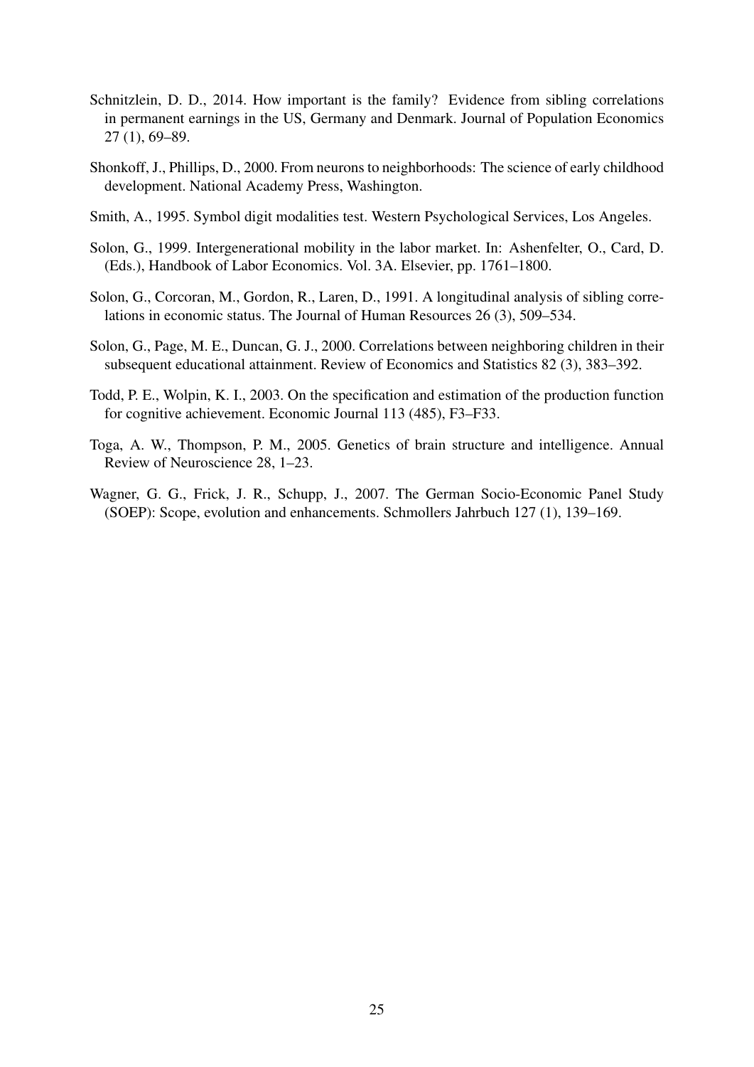Schnitzlein, D. D., 2014. How important is the family? Evidence from sibling correlations in permanent earnings in the US, Germany and Denmark. Journal of Population Economics 27 (1), 69–89.

Shonkoff, J., Phillips, D., 2000. From neurons to neighborhoods: The science of early childhood development. National Academy Press, Washington.

Smith, A., 1995. Symbol digit modalities test. Western Psychological Services, Los Angeles.

Solon, G., 1999. Intergenerational mobility in the labor market. In: Ashenfelter, O., Card, D. (Eds.), Handbook of Labor Economics. Vol. 3A. Elsevier, pp. 1761–1800.

Solon, G., Corcoran, M., Gordon, R., Laren, D., 1991. A longitudinal analysis of sibling correlations in economic status. The Journal of Human Resources 26 (3), 509–534.

Solon, G., Page, M. E., Duncan, G. J., 2000. Correlations between neighboring children in their subsequent educational attainment. Review of Economics and Statistics 82 (3), 383–392.

Todd, P. E., Wolpin, K. I., 2003. On the specification and estimation of the production function for cognitive achievement. Economic Journal 113 (485), F3–F33.

Toga, A. W., Thompson, P. M., 2005. Genetics of brain structure and intelligence. Annual Review of Neuroscience 28, 1–23.

Wagner, G. G., Frick, J. R., Schupp, J., 2007. The German Socio-Economic Panel Study (SOEP): Scope, evolution and enhancements. Schmollers Jahrbuch 127 (1), 139–169.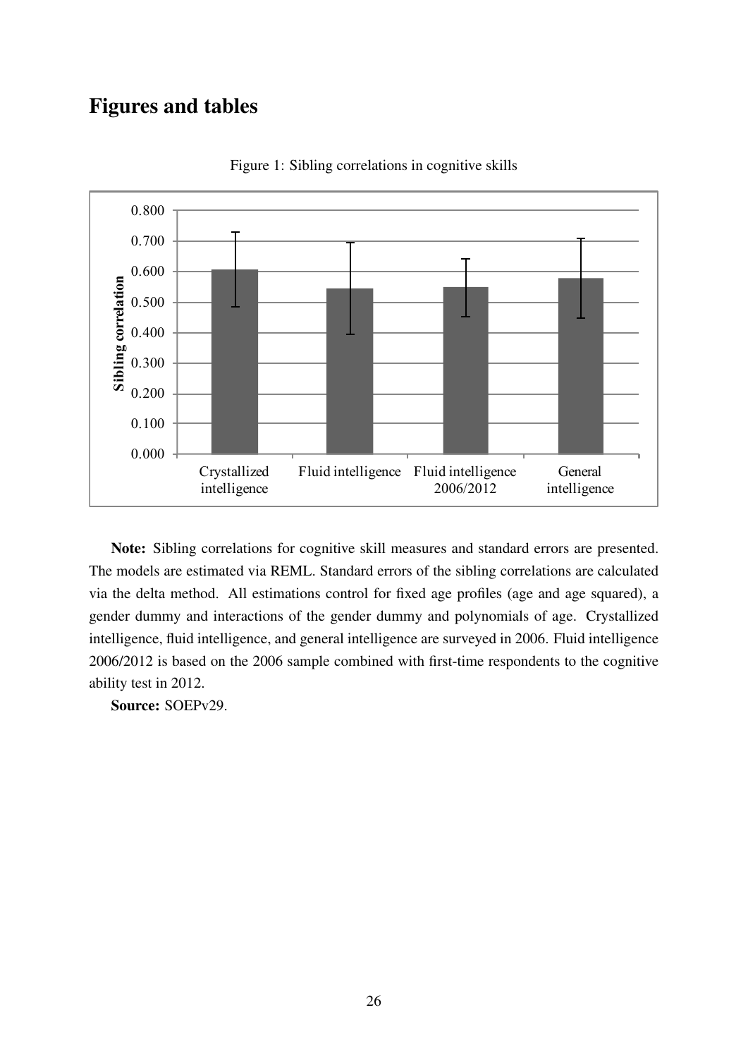# Figures and tables

Figure 1: Sibling correlations in cognitive skills

**Note:** Sibling correlations for cognitive skill measures and standard errors are presented. The models are estimated via REML. Standard errors of the sibling correlations are calculated via the delta method. All estimations control for fixed age profiles (age and age squared), a gender dummy and interactions of the gender dummy and polynomials of age. Crystallized intelligence, fluid intelligence, and general intelligence are surveyed in 2006. Fluid intelligence 2006/2012 is based on the 2006 sample combined with first-time respondents to the cognitive ability test in 2012.

**Source:** SOEPv29.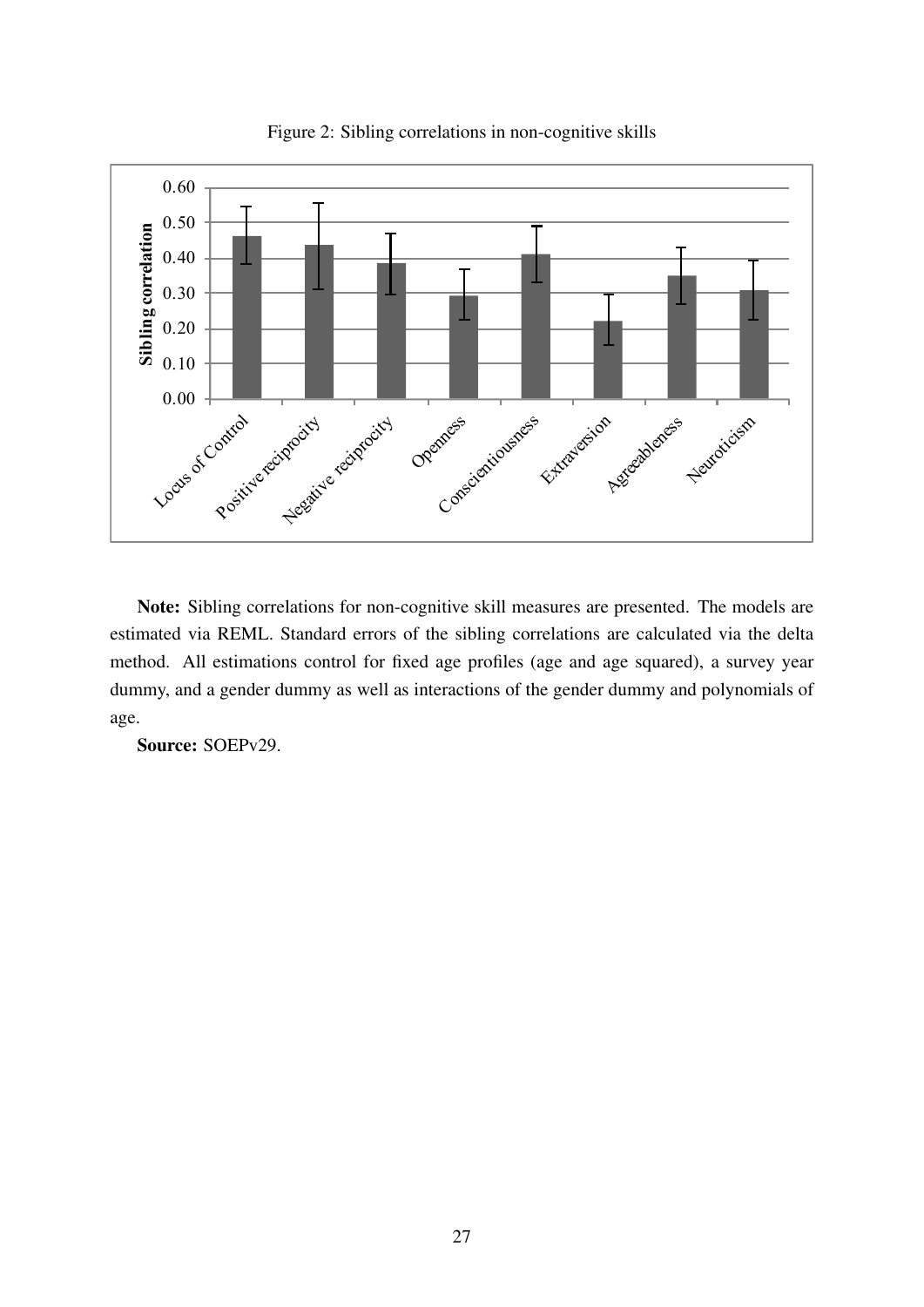Figure 2: Sibling correlations in non-cognitive skills

**Note:** Sibling correlations for non-cognitive skill measures are presented. The models are estimated via REML. Standard errors of the sibling correlations are calculated via the delta method. All estimations control for fixed age profiles (age and age squared), a survey year dummy, and a gender dummy as well as interactions of the gender dummy and polynomials of age.

**Source:** SOEPv29.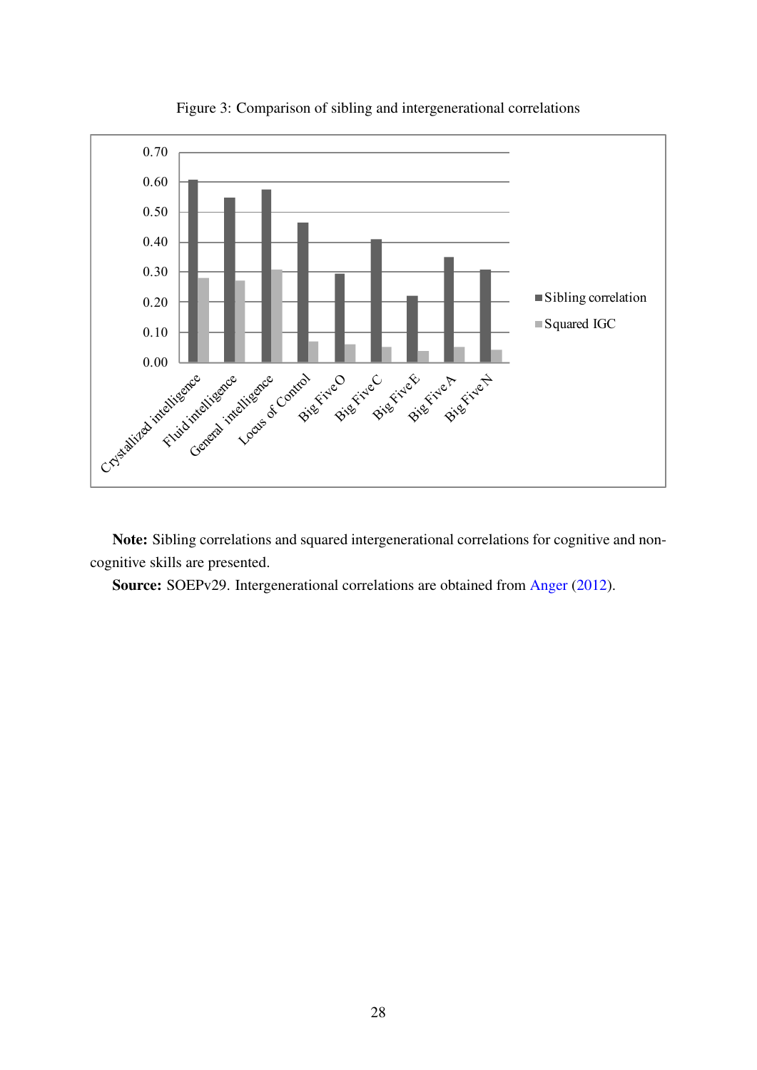Figure 3: Comparison of sibling and intergenerational correlations

**Note:** Sibling correlations and squared intergenerational correlations for cognitive and non-cognitive skills are presented.

**Source:** SOEPv29. Intergenerational correlations are obtained from Anger (2012).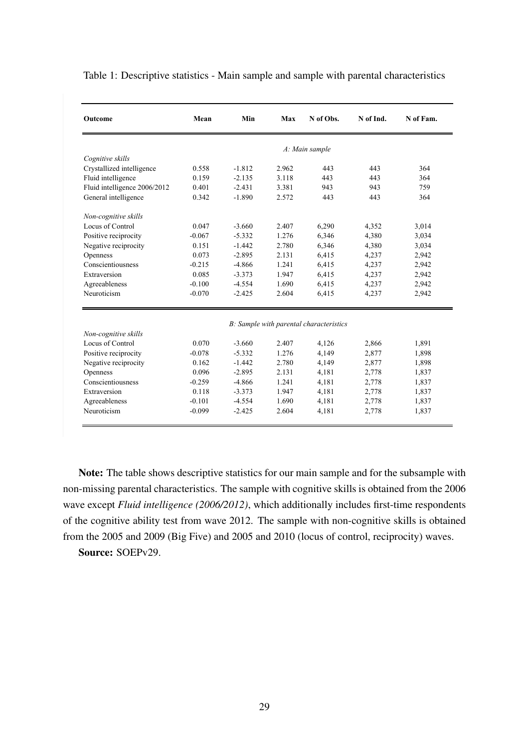Table 1: Descriptive statistics - Main sample and sample with parental characteristics

| Outcome | Mean | Min | Max | N of Obs. | N of Ind. | N of Fam. |
|---|---|---|---|---|---|---|
| | | | *A: Main sample* | | | |
| *Cognitive skills* | | | | | | |
| Crystallized intelligence | 0.558 | -1.812 | 2.962 | 443 | 443 | 364 |
| Fluid intelligence | 0.159 | -2.135 | 3.118 | 443 | 443 | 364 |
| Fluid intelligence 2006/2012 | 0.401 | -2.431 | 3.381 | 943 | 943 | 759 |
| General intelligence | 0.342 | -1.890 | 2.572 | 443 | 443 | 364 |
| *Non-cognitive skills* | | | | | | |
| Locus of Control | 0.047 | -3.660 | 2.407 | 6,290 | 4,352 | 3,014 |
| Positive reciprocity | -0.067 | -5.332 | 1.276 | 6,346 | 4,380 | 3,034 |
| Negative reciprocity | 0.151 | -1.442 | 2.780 | 6,346 | 4,380 | 3,034 |
| Openness | 0.073 | -2.895 | 2.131 | 6,415 | 4,237 | 2,942 |
| Conscientiousness | -0.215 | -4.866 | 1.241 | 6,415 | 4,237 | 2,942 |
| Extraversion | 0.085 | -3.373 | 1.947 | 6,415 | 4,237 | 2,942 |
| Agreeableness | -0.100 | -4.554 | 1.690 | 6,415 | 4,237 | 2,942 |
| Neuroticism | -0.070 | -2.425 | 2.604 | 6,415 | 4,237 | 2,942 |
| | | | *B: Sample with parental characteristics* | | | |
| *Non-cognitive skills* | | | | | | |
| Locus of Control | 0.070 | -3.660 | 2.407 | 4,126 | 2,866 | 1,891 |
| Positive reciprocity | -0.078 | -5.332 | 1.276 | 4,149 | 2,877 | 1,898 |
| Negative reciprocity | 0.162 | -1.442 | 2.780 | 4,149 | 2,877 | 1,898 |
| Openness | 0.096 | -2.895 | 2.131 | 4,181 | 2,778 | 1,837 |
| Conscientiousness | -0.259 | -4.866 | 1.241 | 4,181 | 2,778 | 1,837 |
| Extraversion | 0.118 | -3.373 | 1.947 | 4,181 | 2,778 | 1,837 |
| Agreeableness | -0.101 | -4.554 | 1.690 | 4,181 | 2,778 | 1,837 |
| Neuroticism | -0.099 | -2.425 | 2.604 | 4,181 | 2,778 | 1,837 |

**Note:** The table shows descriptive statistics for our main sample and for the subsample with non-missing parental characteristics. The sample with cognitive skills is obtained from the 2006 wave except *Fluid intelligence (2006/2012)*, which additionally includes first-time respondents of the cognitive ability test from wave 2012. The sample with non-cognitive skills is obtained from the 2005 and 2009 (Big Five) and 2005 and 2010 (locus of control, reciprocity) waves.

**Source:** SOEPv29.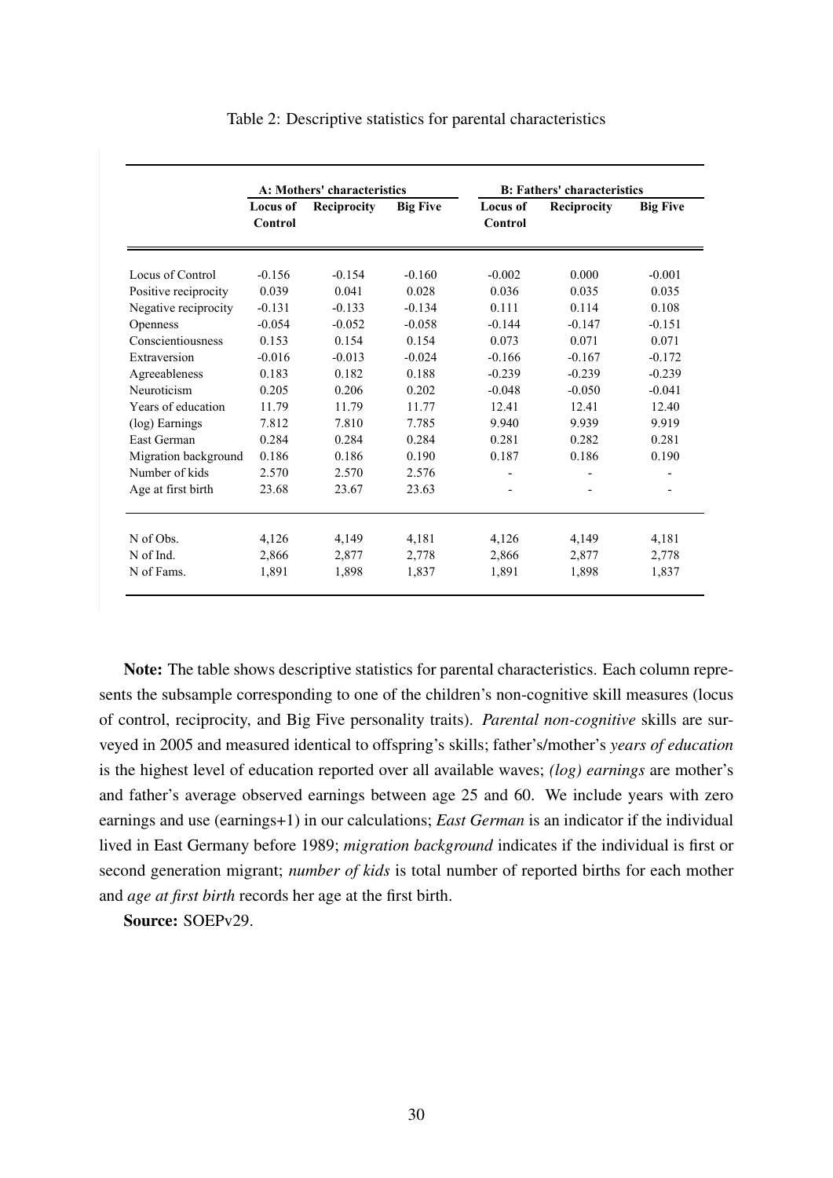Table 2: Descriptive statistics for parental characteristics

| | A: Mothers' characteristics | | | B: Fathers' characteristics | | |
|---|---|---|---|---|---|---|
| | Locus of Control | Reciprocity | Big Five | Locus of Control | Reciprocity | Big Five |
| Locus of Control | -0.156 | -0.154 | -0.160 | -0.002 | 0.000 | -0.001 |
| Positive reciprocity | 0.039 | 0.041 | 0.028 | 0.036 | 0.035 | 0.035 |
| Negative reciprocity | -0.131 | -0.133 | -0.134 | 0.111 | 0.114 | 0.108 |
| Openness | -0.054 | -0.052 | -0.058 | -0.144 | -0.147 | -0.151 |
| Conscientiousness | 0.153 | 0.154 | 0.154 | 0.073 | 0.071 | 0.071 |
| Extraversion | -0.016 | -0.013 | -0.024 | -0.166 | -0.167 | -0.172 |
| Agreeableness | 0.183 | 0.182 | 0.188 | -0.239 | -0.239 | -0.239 |
| Neuroticism | 0.205 | 0.206 | 0.202 | -0.048 | -0.050 | -0.041 |
| Years of education | 11.79 | 11.79 | 11.77 | 12.41 | 12.41 | 12.40 |
| (log) Earnings | 7.812 | 7.810 | 7.785 | 9.940 | 9.939 | 9.919 |
| East German | 0.284 | 0.284 | 0.284 | 0.281 | 0.282 | 0.281 |
| Migration background | 0.186 | 0.186 | 0.190 | 0.187 | 0.186 | 0.190 |
| Number of kids | 2.570 | 2.570 | 2.576 | - | - | - |
| Age at first birth | 23.68 | 23.67 | 23.63 | - | - | - |
| N of Obs. | 4,126 | 4,149 | 4,181 | 4,126 | 4,149 | 4,181 |
| N of Ind. | 2,866 | 2,877 | 2,778 | 2,866 | 2,877 | 2,778 |
| N of Fams. | 1,891 | 1,898 | 1,837 | 1,891 | 1,898 | 1,837 |

**Note:** The table shows descriptive statistics for parental characteristics. Each column represents the subsample corresponding to one of the children's non-cognitive skill measures (locus of control, reciprocity, and Big Five personality traits). *Parental non-cognitive* skills are surveyed in 2005 and measured identical to offspring's skills; father's/mother's *years of education* is the highest level of education reported over all available waves; *(log) earnings* are mother's and father's average observed earnings between age 25 and 60. We include years with zero earnings and use (earnings+1) in our calculations; *East German* is an indicator if the individual lived in East Germany before 1989; *migration background* indicates if the individual is first or second generation migrant; *number of kids* is total number of reported births for each mother and *age at first birth* records her age at the first birth.

**Source:** SOEPv29.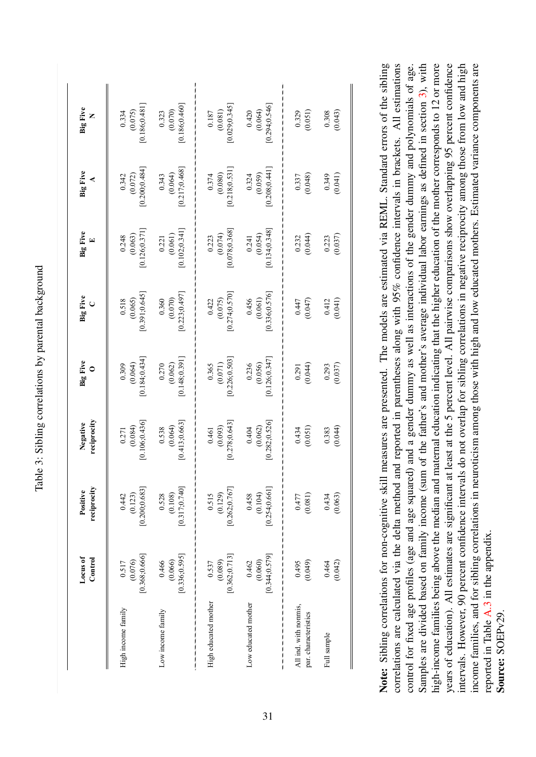Table 3: Sibling correlations by parental background

| | Locus of Control | Positive reciprocity | Negative reciprocity | Big Five O | Big Five C | Big Five E | Big Five A | Big Five N |
|---|---|---|---|---|---|---|---|---|
| High income family | 0.517 | 0.442 | 0.271 | 0.309 | 0.518 | 0.248 | 0.342 | 0.334 |
| | (0.076) | (0.123) | (0.084) | (0.064) | (0.065) | (0.063) | (0.072) | (0.075) |
| | [0.368;0.666] | [0.200;0.683] | [0.106;0.436] | [0.184;0.434] | [0.391;0.645] | [0.126;0.371] | [0.200;0.484] | [0.186;0.481] |
| Low income family | 0.466 | 0.528 | 0.538 | 0.270 | 0.360 | 0.221 | 0.343 | 0.323 |
| | (0.066) | (0.108) | (0.064) | (0.062) | (0.070) | (0.061) | (0.064) | (0.070) |
| | [0.336;0.595] | [0.317;0.740] | [0.413;0.663] | [0.148;0.391] | [0.223;0.497] | [0.102;0.341] | [0.217;0.468] | [0.186;0.460] |
| High educated mother | 0.537 | 0.515 | 0.461 | 0.365 | 0.422 | 0.223 | 0.374 | 0.187 |
| | (0.089) | (0.129) | (0.093) | (0.071) | (0.075) | (0.074) | (0.080) | (0.081) |
| | [0.362;0.713] | [0.262;0.767] | [0.278;0.643] | [0.226;0.503] | [0.274;0.570] | [0.078;0.368] | [0.218;0.531] | [0.029;0.345] |
| Low educated mother | 0.462 | 0.458 | 0.404 | 0.236 | 0.456 | 0.241 | 0.324 | 0.420 |
| | (0.060) | (0.104) | (0.062) | (0.056) | (0.061) | (0.054) | (0.059) | (0.064) |
| | [0.344;0.579] | [0.254;0.661] | [0.282;0.526] | [0.126;0.347] | [0.336;0.576] | [0.134;0.348] | [0.208;0.441] | [0.294;0.546] |
| All ind. with nonmis. par. characteristics | 0.495 | 0.477 | 0.434 | 0.291 | 0.447 | 0.232 | 0.337 | 0.329 |
| | (0.049) | (0.081) | (0.051) | (0.044) | (0.047) | (0.044) | (0.048) | (0.051) |
| Full sample | 0.464 | 0.434 | 0.383 | 0.293 | 0.412 | 0.223 | 0.349 | 0.308 |
| | (0.042) | (0.063) | (0.044) | (0.037) | (0.041) | (0.037) | (0.041) | (0.043) |

**Note:** Sibling correlations for non-cognitive skill measures are presented. The models are estimated via REML. Standard errors of the sibling correlations are calculated via the delta method and reported in parentheses along with 95% confidence intervals in brackets. All estimations control for fixed age profiles (age and age squared) and a gender dummy as well as interactions of the gender dummy and polynomials of age. Samples are divided based on family income (sum of the father's and mother's average individual labor earnings as defined in section 3), with high-income families being above the median and maternal education indicating that the higher education of the mother corresponds to 12 or more years of education). All estimates are significant at least at the 5 percent level. All pairwise comparisons show overlapping 95 percent confidence intervals. However, 90 percent confidence intervals do not overlap for sibling correlations in negative reciprocity among those from low and high income families, and for sibling correlations in neuroticism among those with high and low educated mothers. Estimated variance components are reported in Table A.3 in the appendix.
**Source:** SOEPv29.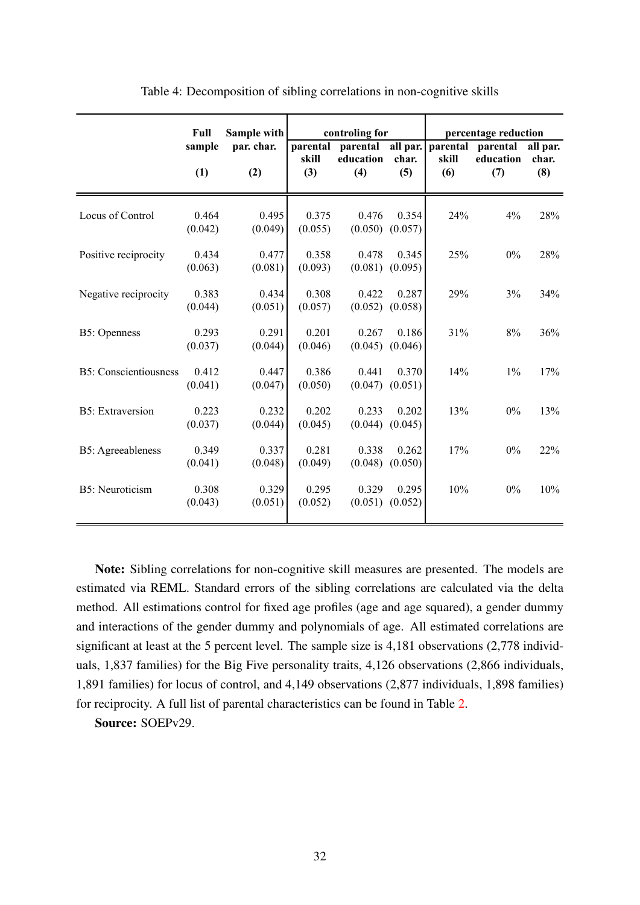Table 4: Decomposition of sibling correlations in non-cognitive skills

| | Full sample | Sample with par. char. | controling for | | | percentage reduction | | |
|---|---|---|---|---|---|---|---|---|
| | | | parental skill | parental education | all par. char. | parental skill | parental education | all par. char. |
| | (1) | (2) | (3) | (4) | (5) | (6) | (7) | (8) |
| Locus of Control | 0.464 | 0.495 | 0.375 | 0.476 | 0.354 | 24% | 4% | 28% |
| | (0.042) | (0.049) | (0.055) | (0.050) | (0.057) | | | |
| Positive reciprocity | 0.434 | 0.477 | 0.358 | 0.478 | 0.345 | 25% | 0% | 28% |
| | (0.063) | (0.081) | (0.093) | (0.081) | (0.095) | | | |
| Negative reciprocity | 0.383 | 0.434 | 0.308 | 0.422 | 0.287 | 29% | 3% | 34% |
| | (0.044) | (0.051) | (0.057) | (0.052) | (0.058) | | | |
| B5: Openness | 0.293 | 0.291 | 0.201 | 0.267 | 0.186 | 31% | 8% | 36% |
| | (0.037) | (0.044) | (0.046) | (0.045) | (0.046) | | | |
| B5: Conscientiousness | 0.412 | 0.447 | 0.386 | 0.441 | 0.370 | 14% | 1% | 17% |
| | (0.041) | (0.047) | (0.050) | (0.047) | (0.051) | | | |
| B5: Extraversion | 0.223 | 0.232 | 0.202 | 0.233 | 0.202 | 13% | 0% | 13% |
| | (0.037) | (0.044) | (0.045) | (0.044) | (0.045) | | | |
| B5: Agreeableness | 0.349 | 0.337 | 0.281 | 0.338 | 0.262 | 17% | 0% | 22% |
| | (0.041) | (0.048) | (0.049) | (0.048) | (0.050) | | | |
| B5: Neuroticism | 0.308 | 0.329 | 0.295 | 0.329 | 0.295 | 10% | 0% | 10% |
| | (0.043) | (0.051) | (0.052) | (0.051) | (0.052) | | | |

**Note:** Sibling correlations for non-cognitive skill measures are presented. The models are estimated via REML. Standard errors of the sibling correlations are calculated via the delta method. All estimations control for fixed age profiles (age and age squared), a gender dummy and interactions of the gender dummy and polynomials of age. All estimated correlations are significant at least at the 5 percent level. The sample size is 4,181 observations (2,778 individuals, 1,837 families) for the Big Five personality traits, 4,126 observations (2,866 individuals, 1,891 families) for locus of control, and 4,149 observations (2,877 individuals, 1,898 families) for reciprocity. A full list of parental characteristics can be found in Table 2.

**Source:** SOEPv29.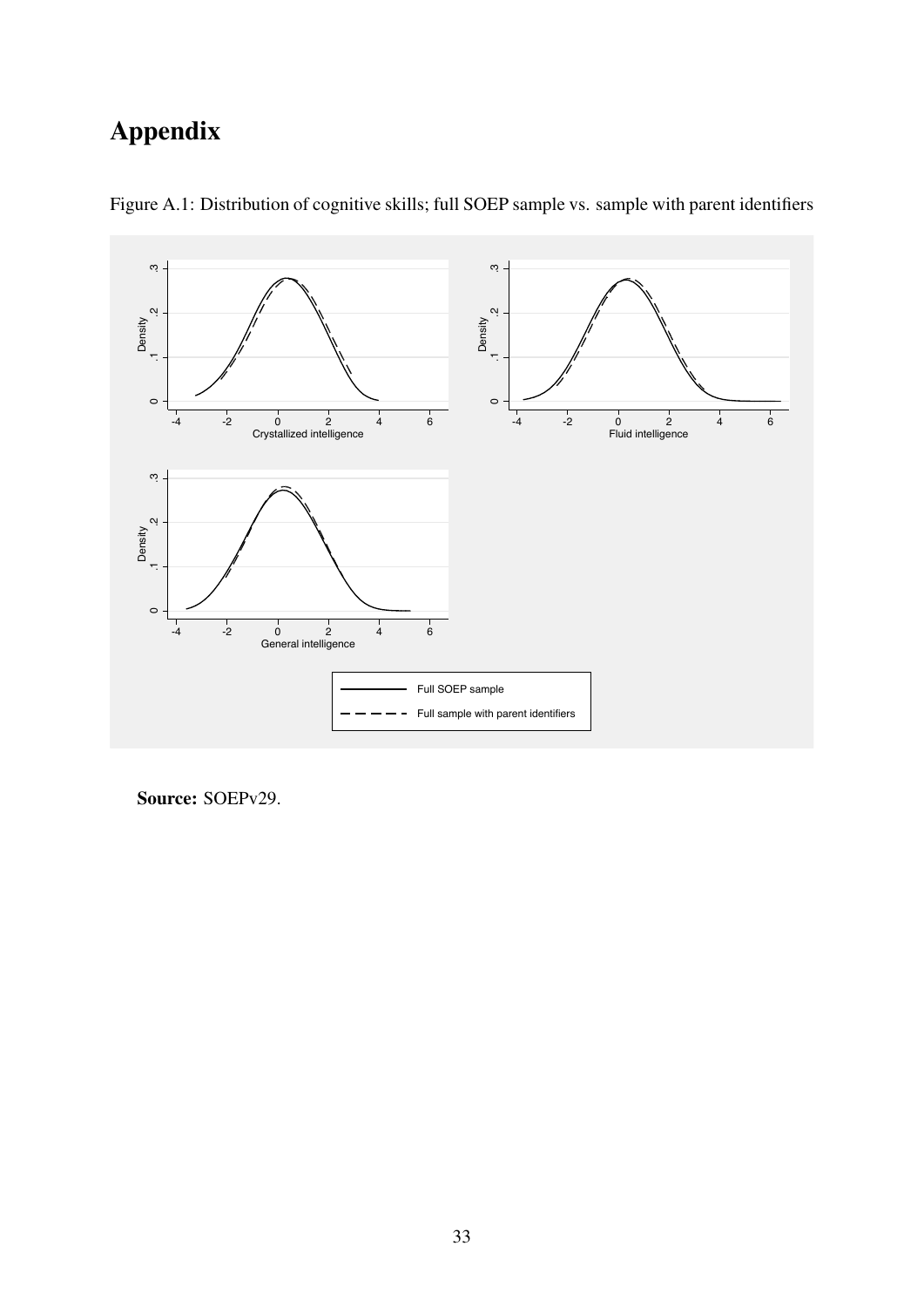# Appendix

Figure A.1: Distribution of cognitive skills; full SOEP sample vs. sample with parent identifiers

**Source:** SOEPv29.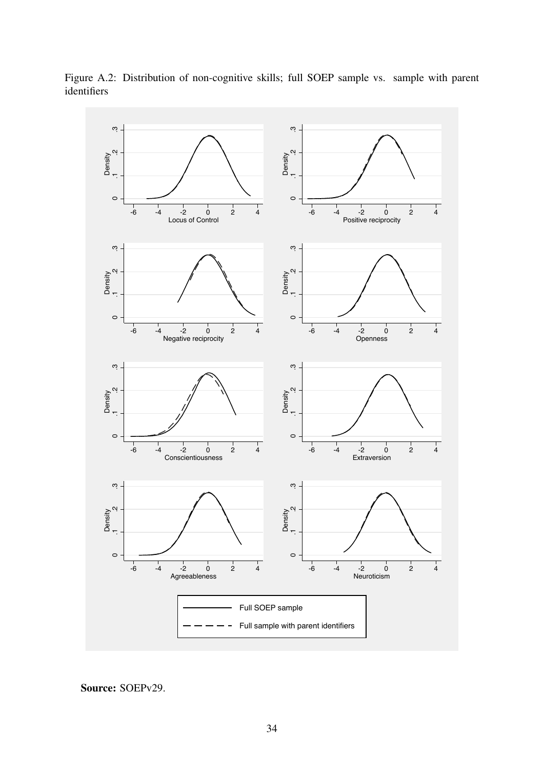Figure A.2: Distribution of non-cognitive skills; full SOEP sample vs. sample with parent identifiers

**Source:** SOEPv29.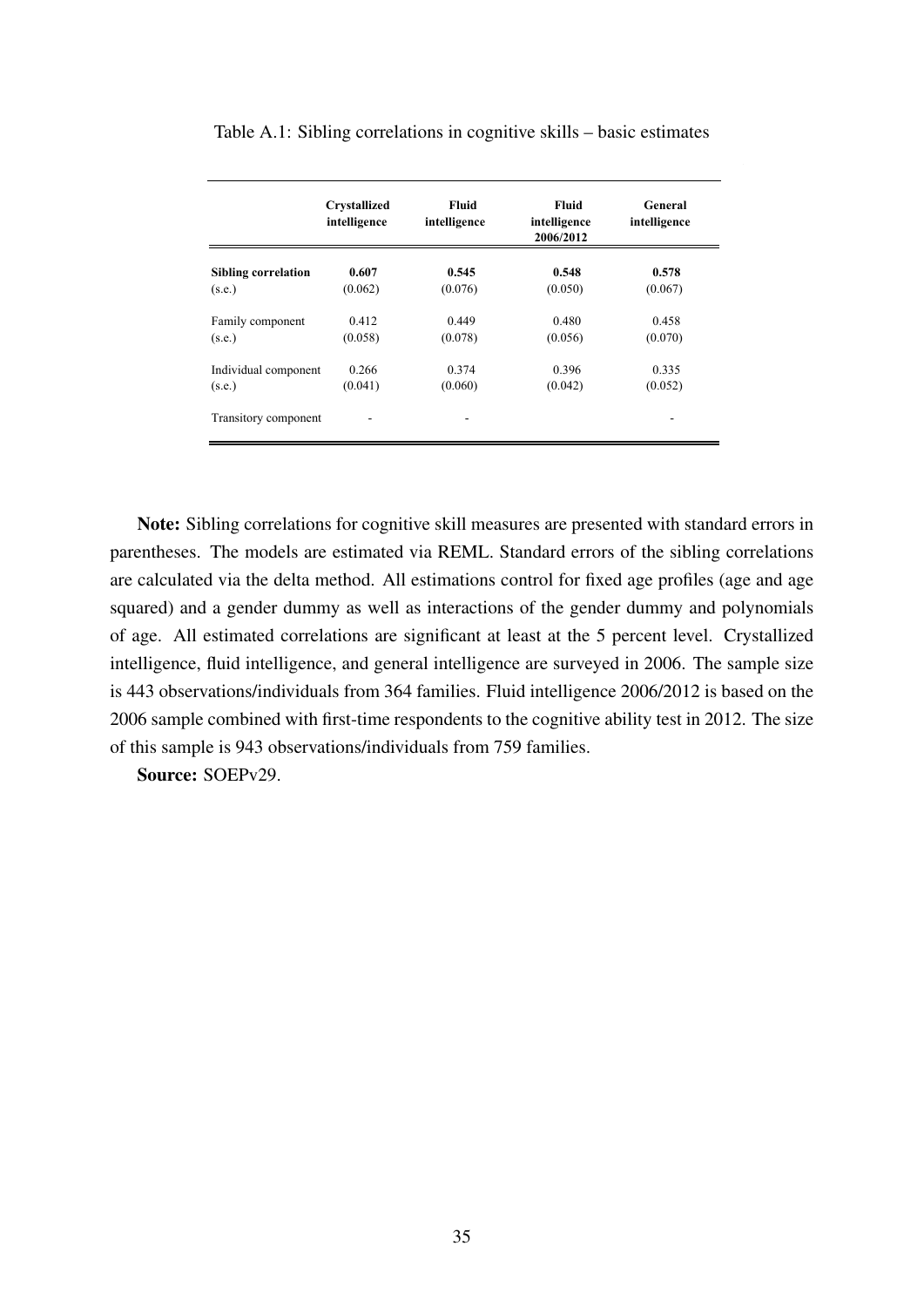Table A.1: Sibling correlations in cognitive skills – basic estimates

| | **Crystallized intelligence** | **Fluid intelligence** | **Fluid intelligence 2006/2012** | **General intelligence** |
|---|---|---|---|---|
| **Sibling correlation** | **0.607** | **0.545** | **0.548** | **0.578** |
| (s.e.) | (0.062) | (0.076) | (0.050) | (0.067) |
| Family component | 0.412 | 0.449 | 0.480 | 0.458 |
| (s.e.) | (0.058) | (0.078) | (0.056) | (0.070) |
| Individual component | 0.266 | 0.374 | 0.396 | 0.335 |
| (s.e.) | (0.041) | (0.060) | (0.042) | (0.052) |
| Transitory component | - | - | | - |

**Note:** Sibling correlations for cognitive skill measures are presented with standard errors in parentheses. The models are estimated via REML. Standard errors of the sibling correlations are calculated via the delta method. All estimations control for fixed age profiles (age and age squared) and a gender dummy as well as interactions of the gender dummy and polynomials of age. All estimated correlations are significant at least at the 5 percent level. Crystallized intelligence, fluid intelligence, and general intelligence are surveyed in 2006. The sample size is 443 observations/individuals from 364 families. Fluid intelligence 2006/2012 is based on the 2006 sample combined with first-time respondents to the cognitive ability test in 2012. The size of this sample is 943 observations/individuals from 759 families.

**Source:** SOEPv29.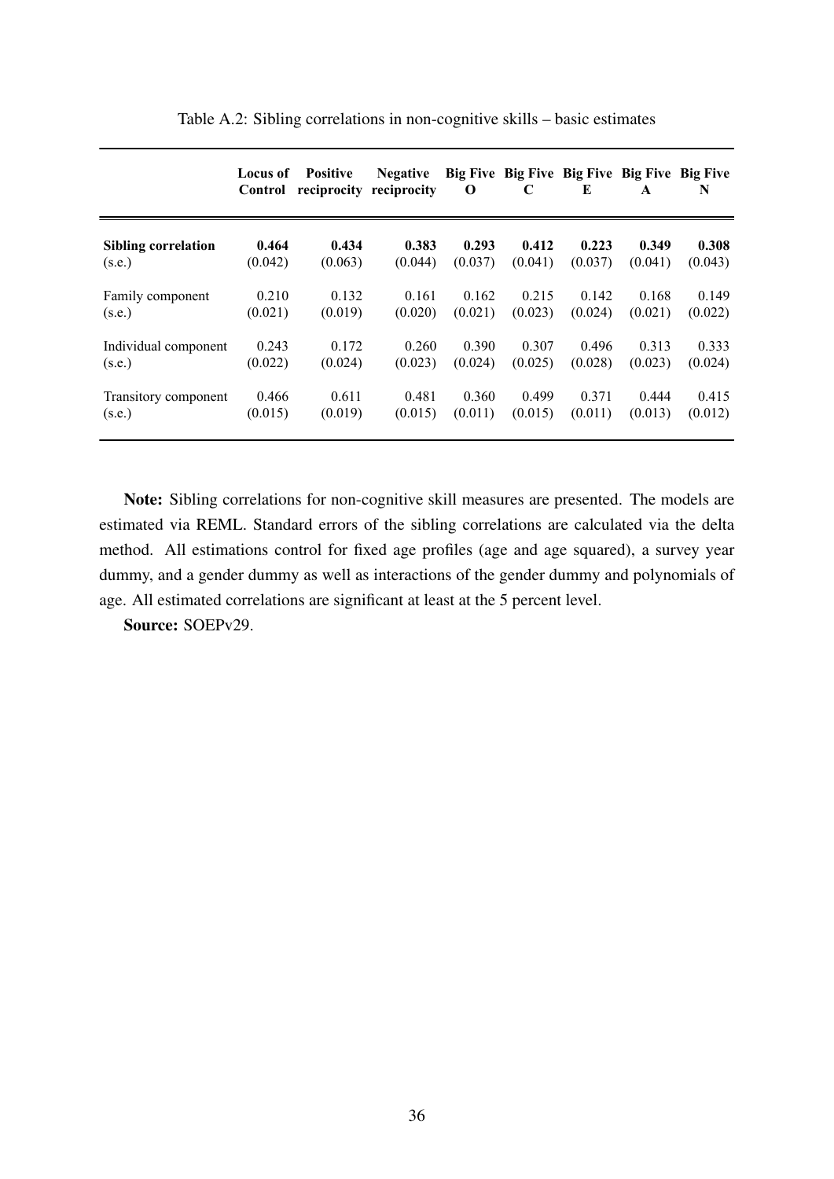Table A.2: Sibling correlations in non-cognitive skills – basic estimates

| | **Locus of Control** | **Positive reciprocity** | **Negative reciprocity** | **Big Five O** | **Big Five C** | **Big Five E** | **Big Five A** | **Big Five N** |
|---|---|---|---|---|---|---|---|---|
| **Sibling correlation** | **0.464** | **0.434** | **0.383** | **0.293** | **0.412** | **0.223** | **0.349** | **0.308** |
| (s.e.) | (0.042) | (0.063) | (0.044) | (0.037) | (0.041) | (0.037) | (0.041) | (0.043) |
| Family component | 0.210 | 0.132 | 0.161 | 0.162 | 0.215 | 0.142 | 0.168 | 0.149 |
| (s.e.) | (0.021) | (0.019) | (0.020) | (0.021) | (0.023) | (0.024) | (0.021) | (0.022) |
| Individual component | 0.243 | 0.172 | 0.260 | 0.390 | 0.307 | 0.496 | 0.313 | 0.333 |
| (s.e.) | (0.022) | (0.024) | (0.023) | (0.024) | (0.025) | (0.028) | (0.023) | (0.024) |
| Transitory component | 0.466 | 0.611 | 0.481 | 0.360 | 0.499 | 0.371 | 0.444 | 0.415 |
| (s.e.) | (0.015) | (0.019) | (0.015) | (0.011) | (0.015) | (0.011) | (0.013) | (0.012) |

**Note:** Sibling correlations for non-cognitive skill measures are presented. The models are estimated via REML. Standard errors of the sibling correlations are calculated via the delta method. All estimations control for fixed age profiles (age and age squared), a survey year dummy, and a gender dummy as well as interactions of the gender dummy and polynomials of age. All estimated correlations are significant at least at the 5 percent level.

**Source:** SOEPv29.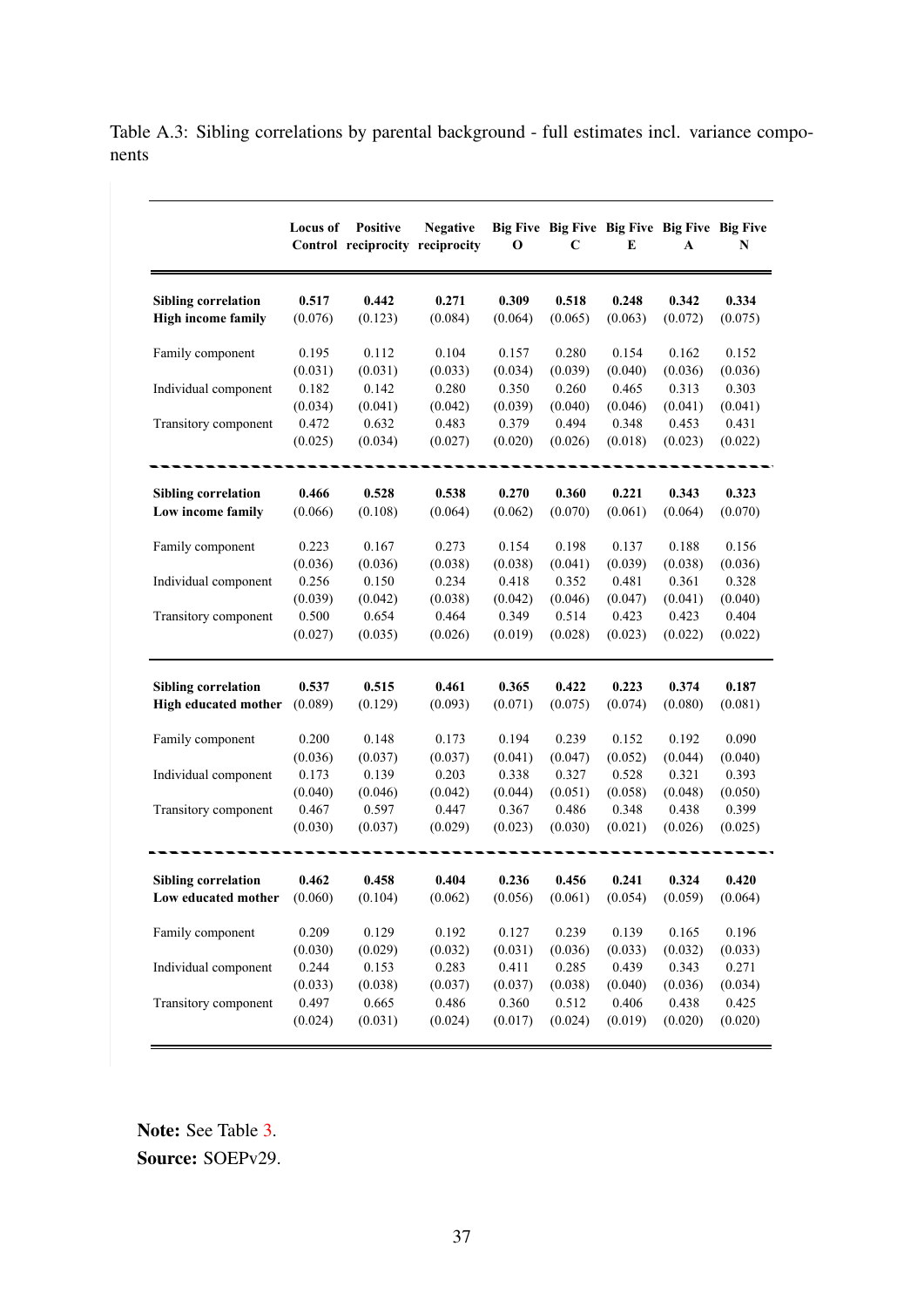Table A.3: Sibling correlations by parental background - full estimates incl. variance components

| | Locus of Control | Positive reciprocity | Negative reciprocity | Big Five O | Big Five C | Big Five E | Big Five A | Big Five N |
|---|---|---|---|---|---|---|---|---|
| **Sibling correlation** | **0.517** | **0.442** | **0.271** | **0.309** | **0.518** | **0.248** | **0.342** | **0.334** |
| **High income family** | (0.076) | (0.123) | (0.084) | (0.064) | (0.065) | (0.063) | (0.072) | (0.075) |
| Family component | 0.195 | 0.112 | 0.104 | 0.157 | 0.280 | 0.154 | 0.162 | 0.152 |
| | (0.031) | (0.031) | (0.033) | (0.034) | (0.039) | (0.040) | (0.036) | (0.036) |
| Individual component | 0.182 | 0.142 | 0.280 | 0.350 | 0.260 | 0.465 | 0.313 | 0.303 |
| | (0.034) | (0.041) | (0.042) | (0.039) | (0.040) | (0.046) | (0.041) | (0.041) |
| Transitory component | 0.472 | 0.632 | 0.483 | 0.379 | 0.494 | 0.348 | 0.453 | 0.431 |
| | (0.025) | (0.034) | (0.027) | (0.020) | (0.026) | (0.018) | (0.023) | (0.022) |
| **Sibling correlation** | **0.466** | **0.528** | **0.538** | **0.270** | **0.360** | **0.221** | **0.343** | **0.323** |
| **Low income family** | (0.066) | (0.108) | (0.064) | (0.062) | (0.070) | (0.061) | (0.064) | (0.070) |
| Family component | 0.223 | 0.167 | 0.273 | 0.154 | 0.198 | 0.137 | 0.188 | 0.156 |
| | (0.036) | (0.036) | (0.038) | (0.038) | (0.041) | (0.039) | (0.038) | (0.036) |
| Individual component | 0.256 | 0.150 | 0.234 | 0.418 | 0.352 | 0.481 | 0.361 | 0.328 |
| | (0.039) | (0.042) | (0.038) | (0.042) | (0.046) | (0.047) | (0.041) | (0.040) |
| Transitory component | 0.500 | 0.654 | 0.464 | 0.349 | 0.514 | 0.423 | 0.423 | 0.404 |
| | (0.027) | (0.035) | (0.026) | (0.019) | (0.028) | (0.023) | (0.022) | (0.022) |
| **Sibling correlation** | **0.537** | **0.515** | **0.461** | **0.365** | **0.422** | **0.223** | **0.374** | **0.187** |
| **High educated mother** | (0.089) | (0.129) | (0.093) | (0.071) | (0.075) | (0.074) | (0.080) | (0.081) |
| Family component | 0.200 | 0.148 | 0.173 | 0.194 | 0.239 | 0.152 | 0.192 | 0.090 |
| | (0.036) | (0.037) | (0.037) | (0.041) | (0.047) | (0.052) | (0.044) | (0.040) |
| Individual component | 0.173 | 0.139 | 0.203 | 0.338 | 0.327 | 0.528 | 0.321 | 0.393 |
| | (0.040) | (0.046) | (0.042) | (0.044) | (0.051) | (0.058) | (0.048) | (0.050) |
| Transitory component | 0.467 | 0.597 | 0.447 | 0.367 | 0.486 | 0.348 | 0.438 | 0.399 |
| | (0.030) | (0.037) | (0.029) | (0.023) | (0.030) | (0.021) | (0.026) | (0.025) |
| **Sibling correlation** | **0.462** | **0.458** | **0.404** | **0.236** | **0.456** | **0.241** | **0.324** | **0.420** |
| **Low educated mother** | (0.060) | (0.104) | (0.062) | (0.056) | (0.061) | (0.054) | (0.059) | (0.064) |
| Family component | 0.209 | 0.129 | 0.192 | 0.127 | 0.239 | 0.139 | 0.165 | 0.196 |
| | (0.030) | (0.029) | (0.032) | (0.031) | (0.036) | (0.033) | (0.032) | (0.033) |
| Individual component | 0.244 | 0.153 | 0.283 | 0.411 | 0.285 | 0.439 | 0.343 | 0.271 |
| | (0.033) | (0.038) | (0.037) | (0.037) | (0.038) | (0.040) | (0.036) | (0.034) |
| Transitory component | 0.497 | 0.665 | 0.486 | 0.360 | 0.512 | 0.406 | 0.438 | 0.425 |
| | (0.024) | (0.031) | (0.024) | (0.017) | (0.024) | (0.019) | (0.020) | (0.020) |

**Note:** See Table 3.
**Source:** SOEPv29.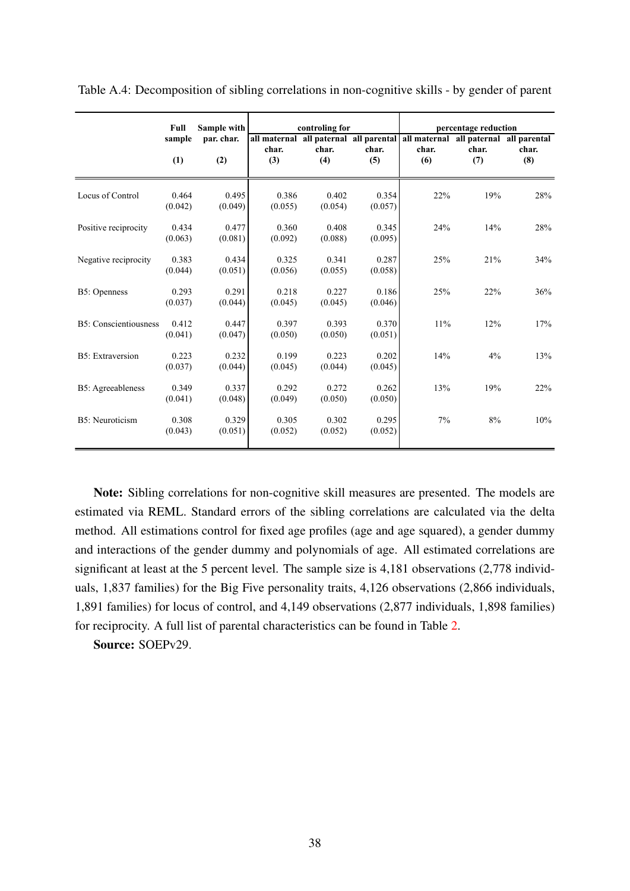Table A.4: Decomposition of sibling correlations in non-cognitive skills - by gender of parent

| | Full sample | Sample with par. char. | controling for | | | percentage reduction | | |
|---|---|---|---|---|---|---|---|---|
| | | | all maternal char. | all paternal char. | all parental char. | all maternal char. | all paternal char. | all parental char. |
| | (1) | (2) | (3) | (4) | (5) | (6) | (7) | (8) |
| Locus of Control | 0.464 | 0.495 | 0.386 | 0.402 | 0.354 | 22% | 19% | 28% |
| | (0.042) | (0.049) | (0.055) | (0.054) | (0.057) | | | |
| Positive reciprocity | 0.434 | 0.477 | 0.360 | 0.408 | 0.345 | 24% | 14% | 28% |
| | (0.063) | (0.081) | (0.092) | (0.088) | (0.095) | | | |
| Negative reciprocity | 0.383 | 0.434 | 0.325 | 0.341 | 0.287 | 25% | 21% | 34% |
| | (0.044) | (0.051) | (0.056) | (0.055) | (0.058) | | | |
| B5: Openness | 0.293 | 0.291 | 0.218 | 0.227 | 0.186 | 25% | 22% | 36% |
| | (0.037) | (0.044) | (0.045) | (0.045) | (0.046) | | | |
| B5: Conscientiousness | 0.412 | 0.447 | 0.397 | 0.393 | 0.370 | 11% | 12% | 17% |
| | (0.041) | (0.047) | (0.050) | (0.050) | (0.051) | | | |
| B5: Extraversion | 0.223 | 0.232 | 0.199 | 0.223 | 0.202 | 14% | 4% | 13% |
| | (0.037) | (0.044) | (0.045) | (0.044) | (0.045) | | | |
| B5: Agreeableness | 0.349 | 0.337 | 0.292 | 0.272 | 0.262 | 13% | 19% | 22% |
| | (0.041) | (0.048) | (0.049) | (0.050) | (0.050) | | | |
| B5: Neuroticism | 0.308 | 0.329 | 0.305 | 0.302 | 0.295 | 7% | 8% | 10% |
| | (0.043) | (0.051) | (0.052) | (0.052) | (0.052) | | | |

**Note:** Sibling correlations for non-cognitive skill measures are presented. The models are estimated via REML. Standard errors of the sibling correlations are calculated via the delta method. All estimations control for fixed age profiles (age and age squared), a gender dummy and interactions of the gender dummy and polynomials of age. All estimated correlations are significant at least at the 5 percent level. The sample size is 4,181 observations (2,778 individuals, 1,837 families) for the Big Five personality traits, 4,126 observations (2,866 individuals, 1,891 families) for locus of control, and 4,149 observations (2,877 individuals, 1,898 families) for reciprocity. A full list of parental characteristics can be found in Table 2.

**Source:** SOEPv29.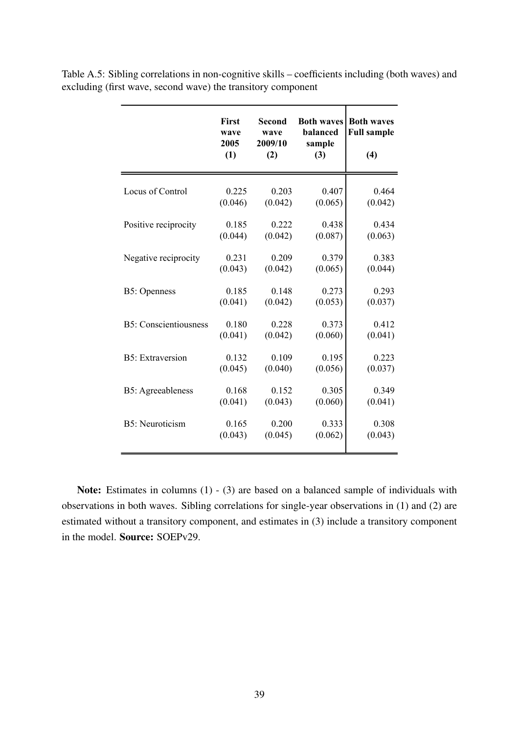Table A.5: Sibling correlations in non-cognitive skills – coefficients including (both waves) and excluding (first wave, second wave) the transitory component

| | **First wave 2005 (1)** | **Second wave 2009/10 (2)** | **Both waves balanced sample (3)** | **Both waves Full sample (4)** |
|---|---|---|---|---|
| Locus of Control | 0.225 | 0.203 | 0.407 | 0.464 |
| | (0.046) | (0.042) | (0.065) | (0.042) |
| Positive reciprocity | 0.185 | 0.222 | 0.438 | 0.434 |
| | (0.044) | (0.042) | (0.087) | (0.063) |
| Negative reciprocity | 0.231 | 0.209 | 0.379 | 0.383 |
| | (0.043) | (0.042) | (0.065) | (0.044) |
| B5: Openness | 0.185 | 0.148 | 0.273 | 0.293 |
| | (0.041) | (0.042) | (0.053) | (0.037) |
| B5: Conscientiousness | 0.180 | 0.228 | 0.373 | 0.412 |
| | (0.041) | (0.042) | (0.060) | (0.041) |
| B5: Extraversion | 0.132 | 0.109 | 0.195 | 0.223 |
| | (0.045) | (0.040) | (0.056) | (0.037) |
| B5: Agreeableness | 0.168 | 0.152 | 0.305 | 0.349 |
| | (0.041) | (0.043) | (0.060) | (0.041) |
| B5: Neuroticism | 0.165 | 0.200 | 0.333 | 0.308 |
| | (0.043) | (0.045) | (0.062) | (0.043) |

**Note:** Estimates in columns (1) - (3) are based on a balanced sample of individuals with observations in both waves. Sibling correlations for single-year observations in (1) and (2) are estimated without a transitory component, and estimates in (3) include a transitory component in the model. **Source:** SOEPv29.